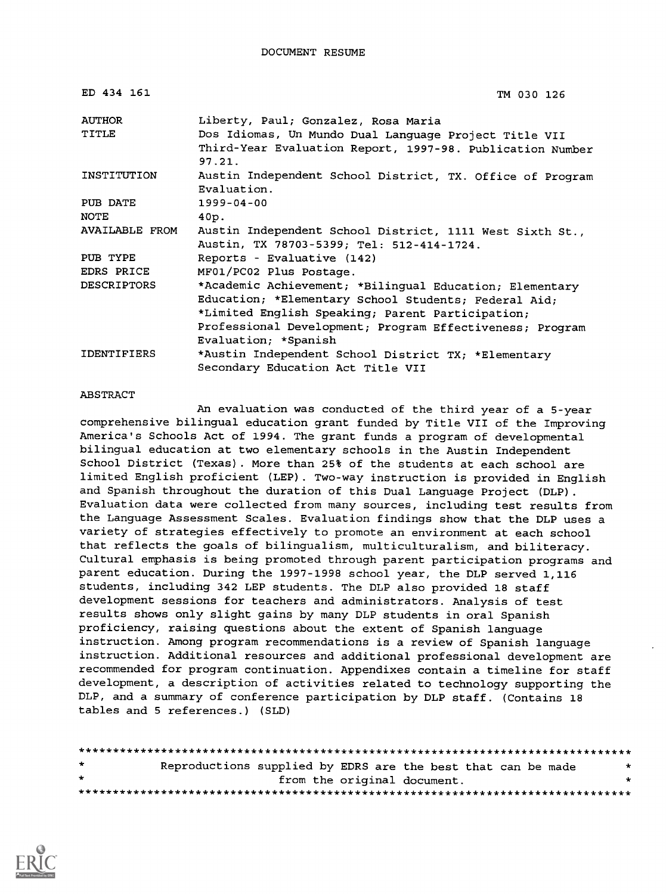DOCUMENT RESUME

| | |
|---|---|
| ED 434 161 | TM 030 126 |
| AUTHOR | Liberty, Paul; Gonzalez, Rosa Maria |
| TITLE | Dos Idiomas, Un Mundo Dual Language Project Title VII Third-Year Evaluation Report, 1997-98. Publication Number 97.21. |
| INSTITUTION | Austin Independent School District, TX. Office of Program Evaluation. |
| PUB DATE | 1999-04-00 |
| NOTE | 40p. |
| AVAILABLE FROM | Austin Independent School District, 1111 West Sixth St., Austin, TX 78703-5399; Tel: 512-414-1724. |
| PUB TYPE | Reports - Evaluative (142) |
| EDRS PRICE | MF01/PC02 Plus Postage. |
| DESCRIPTORS | *Academic Achievement; *Bilingual Education; Elementary Education; *Elementary School Students; Federal Aid; *Limited English Speaking; Parent Participation; Professional Development; Program Effectiveness; Program Evaluation; *Spanish |
| IDENTIFIERS | *Austin Independent School District TX; *Elementary Secondary Education Act Title VII |

ABSTRACT

An evaluation was conducted of the third year of a 5-year comprehensive bilingual education grant funded by Title VII of the Improving America's Schools Act of 1994. The grant funds a program of developmental bilingual education at two elementary schools in the Austin Independent School District (Texas). More than 25% of the students at each school are limited English proficient (LEP). Two-way instruction is provided in English and Spanish throughout the duration of this Dual Language Project (DLP). Evaluation data were collected from many sources, including test results from the Language Assessment Scales. Evaluation findings show that the DLP uses a variety of strategies effectively to promote an environment at each school that reflects the goals of bilingualism, multiculturalism, and biliteracy. Cultural emphasis is being promoted through parent participation programs and parent education. During the 1997-1998 school year, the DLP served 1,116 students, including 342 LEP students. The DLP also provided 18 staff development sessions for teachers and administrators. Analysis of test results shows only slight gains by many DLP students in oral Spanish proficiency, raising questions about the extent of Spanish language instruction. Among program recommendations is a review of Spanish language instruction. Additional resources and additional professional development are recommended for program continuation. Appendixes contain a timeline for staff development, a description of activities related to technology supporting the DLP, and a summary of conference participation by DLP staff. (Contains 18 tables and 5 references.) (SLD)

********************************************************************************
* Reproductions supplied by EDRS are the best that can be made *
* from the original document. *
********************************************************************************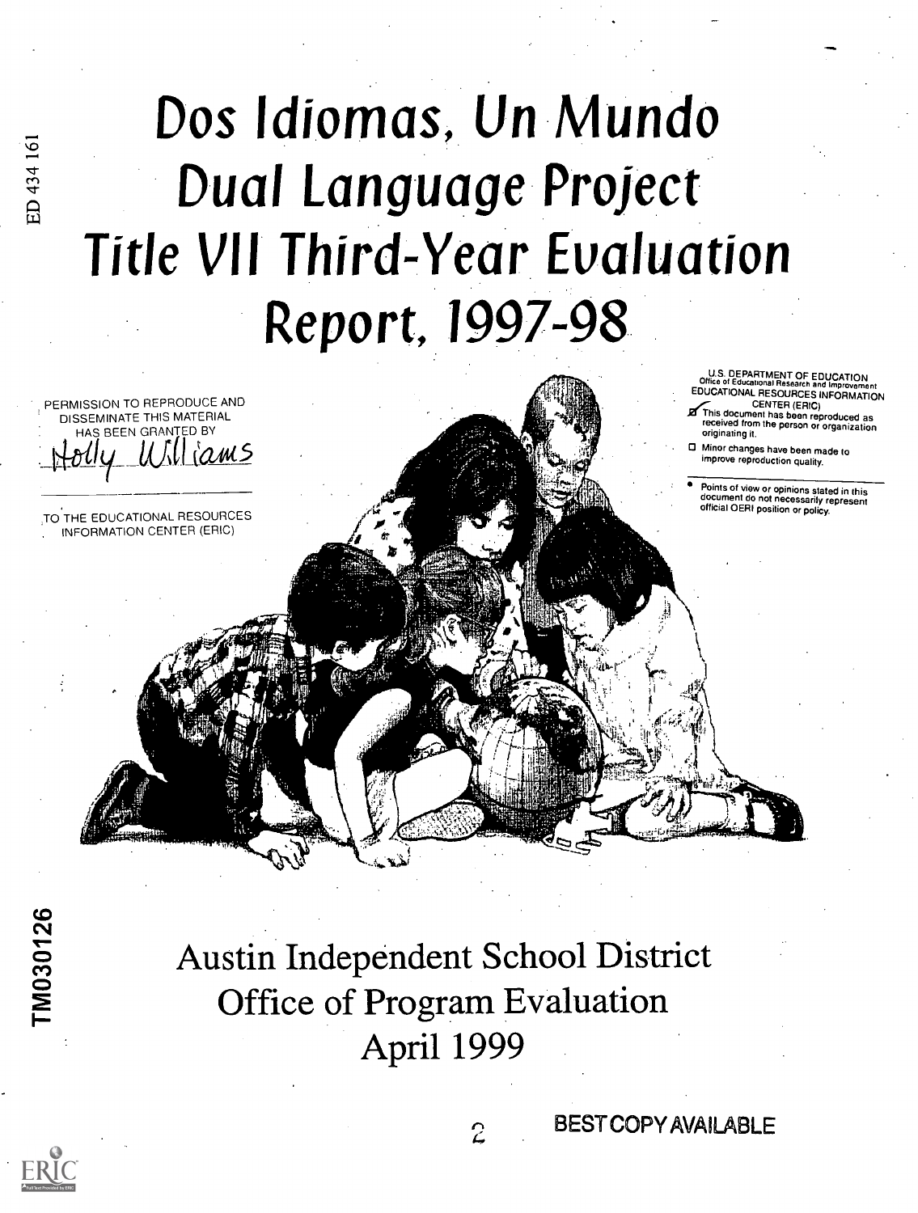ED 434 161

# Dos Idiomas, Un Mundo Dual Language Project Title VII Third-Year Evaluation Report, 1997-98

PERMISSION TO REPRODUCE AND DISSEMINATE THIS MATERIAL HAS BEEN GRANTED BY

Holly Williams

TO THE EDUCATIONAL RESOURCES INFORMATION CENTER (ERIC)

U.S. DEPARTMENT OF EDUCATION
Office of Educational Research and Improvement
EDUCATIONAL RESOURCES INFORMATION CENTER (ERIC)

- [x] This document has been reproduced as received from the person or organization originating it.
- [ ] Minor changes have been made to improve reproduction quality.

- Points of view or opinions stated in this document do not necessarily represent official OERI position or policy.

TM030126

Austin Independent School District
Office of Program Evaluation
April 1999

BEST COPY AVAILABLE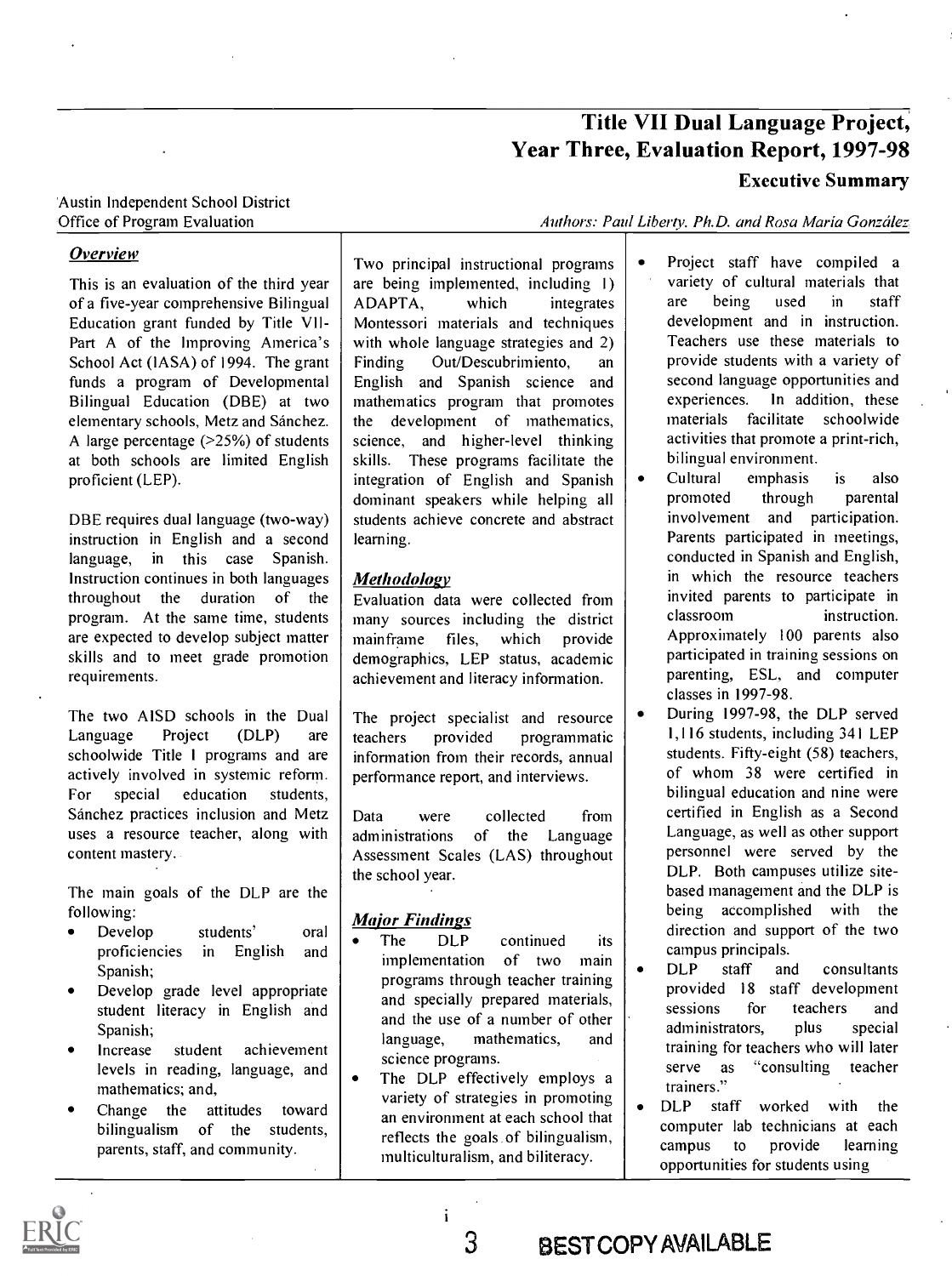# Title VII Dual Language Project, Year Three, Evaluation Report, 1997-98

## Executive Summary

Austin Independent School District
Office of Program Evaluation

*Authors: Paul Liberty, Ph.D. and Rosa María González*

### *Overview*

This is an evaluation of the third year of a five-year comprehensive Bilingual Education grant funded by Title VII-Part A of the Improving America's School Act (IASA) of 1994. The grant funds a program of Developmental Bilingual Education (DBE) at two elementary schools, Metz and Sánchez. A large percentage (>25%) of students at both schools are limited English proficient (LEP).

DBE requires dual language (two-way) instruction in English and a second language, in this case Spanish. Instruction continues in both languages throughout the duration of the program. At the same time, students are expected to develop subject matter skills and to meet grade promotion requirements.

The two AISD schools in the Dual Language Project (DLP) are schoolwide Title I programs and are actively involved in systemic reform. For special education students, Sánchez practices inclusion and Metz uses a resource teacher, along with content mastery.

The main goals of the DLP are the following:

- Develop students' oral proficiencies in English and Spanish;
- Develop grade level appropriate student literacy in English and Spanish;
- Increase student achievement levels in reading, language, and mathematics; and,
- Change the attitudes toward bilingualism of the students, parents, staff, and community.

Two principal instructional programs are being implemented, including 1) ADAPTA, which integrates Montessori materials and techniques with whole language strategies and 2) Finding Out/Descubrimiento, an English and Spanish science and mathematics program that promotes the development of mathematics, science, and higher-level thinking skills. These programs facilitate the integration of English and Spanish dominant speakers while helping all students achieve concrete and abstract learning.

### *Methodology*

Evaluation data were collected from many sources including the district mainframe files, which provide demographics, LEP status, academic achievement and literacy information.

The project specialist and resource teachers provided programmatic information from their records, annual performance report, and interviews.

Data were collected from administrations of the Language Assessment Scales (LAS) throughout the school year.

### *Major Findings*

- The DLP continued its implementation of two main programs through teacher training and specially prepared materials, and the use of a number of other language, mathematics, and science programs.
- The DLP effectively employs a variety of strategies in promoting an environment at each school that reflects the goals of bilingualism, multiculturalism, and biliteracy.
- Project staff have compiled a variety of cultural materials that are being used in staff development and in instruction. Teachers use these materials to provide students with a variety of second language opportunities and experiences. In addition, these materials facilitate schoolwide activities that promote a print-rich, bilingual environment.
- Cultural emphasis is also promoted through parental involvement and participation. Parents participated in meetings, conducted in Spanish and English, in which the resource teachers invited parents to participate in classroom instruction. Approximately 100 parents also participated in training sessions on parenting, ESL, and computer classes in 1997-98.
- During 1997-98, the DLP served 1,116 students, including 341 LEP students. Fifty-eight (58) teachers, of whom 38 were certified in bilingual education and nine were certified in English as a Second Language, as well as other support personnel were served by the DLP. Both campuses utilize site-based management and the DLP is being accomplished with the direction and support of the two campus principals.
- DLP staff and consultants provided 18 staff development sessions for teachers and administrators, plus special training for teachers who will later serve as "consulting teacher trainers."
- DLP staff worked with the computer lab technicians at each campus to provide learning opportunities for students using

BEST COPY AVAILABLE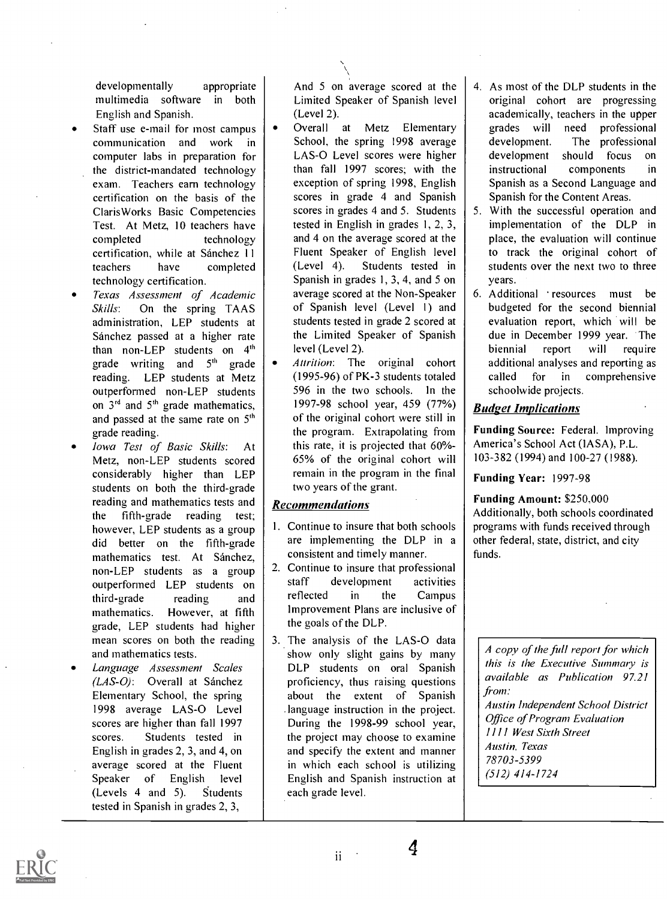developmentally appropriate multimedia software in both English and Spanish.

- Staff use e-mail for most campus communication and work in computer labs in preparation for the district-mandated technology exam. Teachers earn technology certification on the basis of the ClarisWorks Basic Competencies Test. At Metz, 10 teachers have completed technology certification, while at Sánchez 11 teachers have completed technology certification.
- *Texas Assessment of Academic Skills*: On the spring TAAS administration, LEP students at Sánchez passed at a higher rate than non-LEP students on 4th grade writing and 5th grade reading. LEP students at Metz outperformed non-LEP students on 3rd and 5th grade mathematics, and passed at the same rate on 5th grade reading.
- *Iowa Test of Basic Skills*: At Metz, non-LEP students scored considerably higher than LEP students on both the third-grade reading and mathematics tests and the fifth-grade reading test; however, LEP students as a group did better on the fifth-grade mathematics test. At Sánchez, non-LEP students as a group outperformed LEP students on third-grade reading and mathematics. However, at fifth grade, LEP students had higher mean scores on both the reading and mathematics tests.
- *Language Assessment Scales (LAS-O)*: Overall at Sánchez Elementary School, the spring 1998 average LAS-O Level scores are higher than fall 1997 scores. Students tested in English in grades 2, 3, and 4, on average scored at the Fluent Speaker of English level (Levels 4 and 5). Students tested in Spanish in grades 2, 3, And 5 on average scored at the Limited Speaker of Spanish level (Level 2).
- Overall at Metz Elementary School, the spring 1998 average LAS-O Level scores were higher than fall 1997 scores; with the exception of spring 1998, English scores in grade 4 and Spanish scores in grades 4 and 5. Students tested in English in grades 1, 2, 3, and 4 on the average scored at the Fluent Speaker of English level (Level 4). Students tested in Spanish in grades 1, 3, 4, and 5 on average scored at the Non-Speaker of Spanish level (Level 1) and students tested in grade 2 scored at the Limited Speaker of Spanish level (Level 2).
- *Attrition*: The original cohort (1995-96) of PK-3 students totaled 596 in the two schools. In the 1997-98 school year, 459 (77%) of the original cohort were still in the program. Extrapolating from this rate, it is projected that 60%-65% of the original cohort will remain in the program in the final two years of the grant.

## Recommendations

1. Continue to insure that both schools are implementing the DLP in a consistent and timely manner.
2. Continue to insure that professional staff development activities reflected in the Campus Improvement Plans are inclusive of the goals of the DLP.
3. The analysis of the LAS-O data show only slight gains by many DLP students on oral Spanish proficiency, thus raising questions about the extent of Spanish language instruction in the project. During the 1998-99 school year, the project may choose to examine and specify the extent and manner in which each school is utilizing English and Spanish instruction at each grade level.
4. As most of the DLP students in the original cohort are progressing academically, teachers in the upper grades will need professional development. The professional development should focus on instructional components in Spanish as a Second Language and Spanish for the Content Areas.
5. With the successful operation and implementation of the DLP in place, the evaluation will continue to track the original cohort of students over the next two to three years.
6. Additional resources must be budgeted for the second biennial evaluation report, which will be due in December 1999 year. The biennial report will require additional analyses and reporting as called for in comprehensive schoolwide projects.

## Budget Implications

**Funding Source:** Federal. Improving America's School Act (IASA), P.L. 103-382 (1994) and 100-27 (1988).

**Funding Year:** 1997-98

**Funding Amount:** $250,000

Additionally, both schools coordinated programs with funds received through other federal, state, district, and city funds.

*A copy of the full report for which this is the Executive Summary is available as Publication 97.21 from:*
*Austin Independent School District*
*Office of Program Evaluation*
*1111 West Sixth Street*
*Austin, Texas*
*78703-5399*
*(512) 414-1724*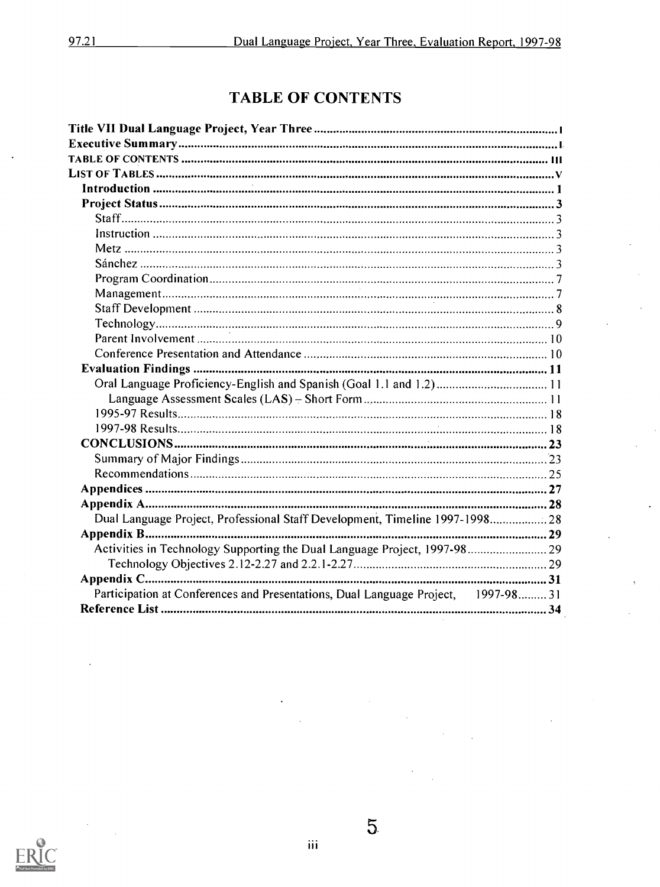# TABLE OF CONTENTS

**Title VII Dual Language Project, Year Three** .................. I
**Executive Summary** .................. I
TABLE OF CONTENTS .................. III
LIST OF TABLES .................. V

- **Introduction** .................. 1
- **Project Status** .................. 3
  - Staff .................. 3
  - Instruction .................. 3
  - Metz .................. 3
  - Sánchez .................. 3
  - Program Coordination .................. 7
  - Management .................. 7
  - Staff Development .................. 8
  - Technology .................. 9
  - Parent Involvement .................. 10
  - Conference Presentation and Attendance .................. 10
- **Evaluation Findings** .................. 11
  - Oral Language Proficiency-English and Spanish (Goal 1.1 and 1.2) .................. 11
    - Language Assessment Scales (LAS) – Short Form .................. 11
  - 1995-97 Results .................. 18
  - 1997-98 Results .................. 18
- **CONCLUSIONS** .................. 23
  - Summary of Major Findings .................. 23
  - Recommendations .................. 25
- **Appendices** .................. 27
- **Appendix A** .................. 28
  - Dual Language Project, Professional Staff Development, Timeline 1997-1998 .................. 28
- **Appendix B** .................. 29
  - Activities in Technology Supporting the Dual Language Project, 1997-98 .................. 29
    - Technology Objectives 2.12-2.27 and 2.2.1-2.27 .................. 29
- **Appendix C** .................. 31
  - Participation at Conferences and Presentations, Dual Language Project, 1997-98 .................. 31
- **Reference List** .................. 34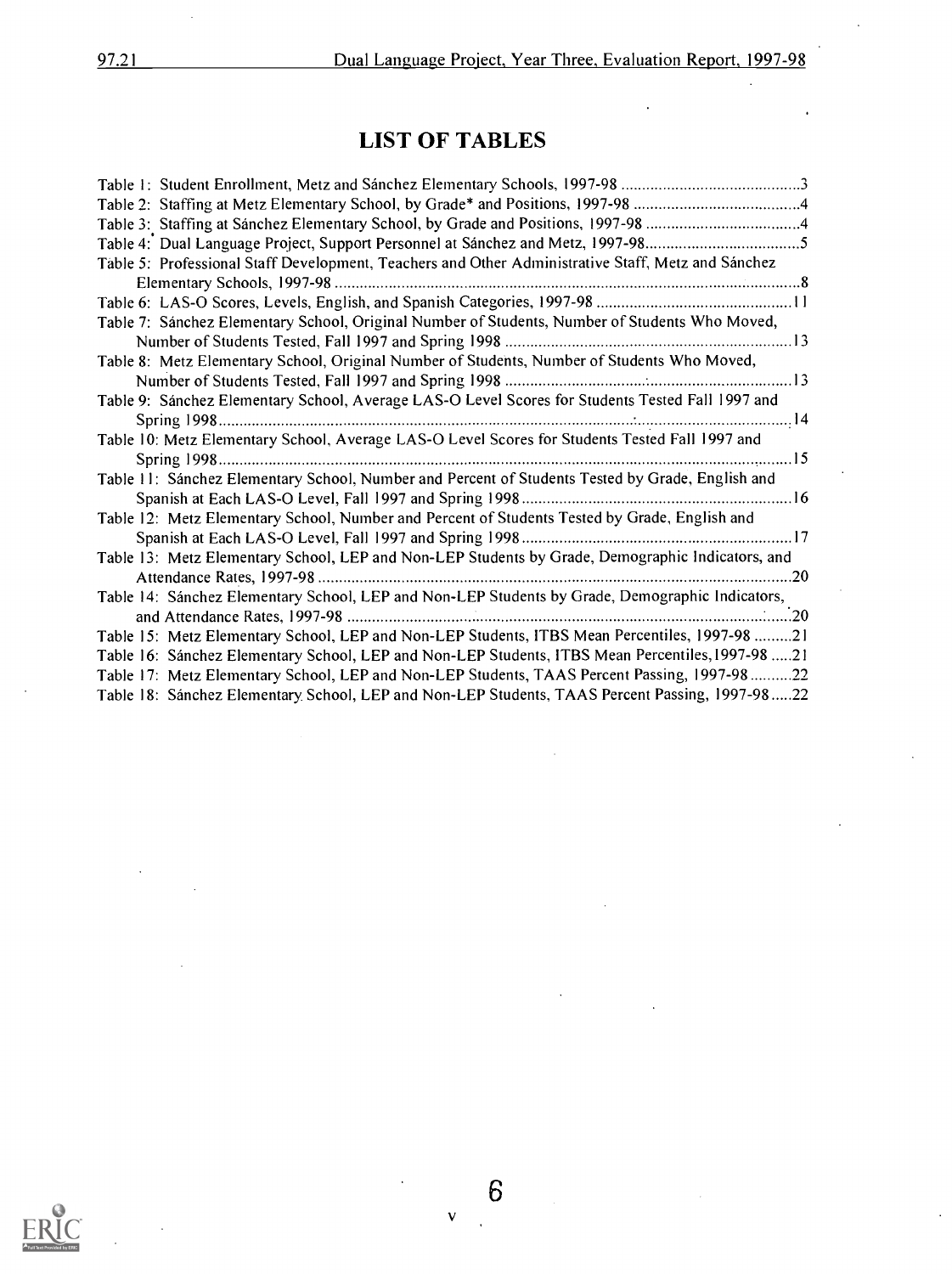# LIST OF TABLES

Table 1: Student Enrollment, Metz and Sánchez Elementary Schools, 1997-98 ....3

Table 2: Staffing at Metz Elementary School, by Grade* and Positions, 1997-98 ....4

Table 3: Staffing at Sánchez Elementary School, by Grade and Positions, 1997-98 ....4

Table 4: Dual Language Project, Support Personnel at Sánchez and Metz, 1997-98 ....5

Table 5: Professional Staff Development, Teachers and Other Administrative Staff, Metz and Sánchez Elementary Schools, 1997-98 ....8

Table 6: LAS-O Scores, Levels, English, and Spanish Categories, 1997-98 ....11

Table 7: Sánchez Elementary School, Original Number of Students, Number of Students Who Moved, Number of Students Tested, Fall 1997 and Spring 1998 ....13

Table 8: Metz Elementary School, Original Number of Students, Number of Students Who Moved, Number of Students Tested, Fall 1997 and Spring 1998 ....13

Table 9: Sánchez Elementary School, Average LAS-O Level Scores for Students Tested Fall 1997 and Spring 1998 ....14

Table 10: Metz Elementary School, Average LAS-O Level Scores for Students Tested Fall 1997 and Spring 1998 ....15

Table 11: Sánchez Elementary School, Number and Percent of Students Tested by Grade, English and Spanish at Each LAS-O Level, Fall 1997 and Spring 1998 ....16

Table 12: Metz Elementary School, Number and Percent of Students Tested by Grade, English and Spanish at Each LAS-O Level, Fall 1997 and Spring 1998 ....17

Table 13: Metz Elementary School, LEP and Non-LEP Students by Grade, Demographic Indicators, and Attendance Rates, 1997-98 ....20

Table 14: Sánchez Elementary School, LEP and Non-LEP Students by Grade, Demographic Indicators, and Attendance Rates, 1997-98 ....20

Table 15: Metz Elementary School, LEP and Non-LEP Students, ITBS Mean Percentiles, 1997-98 ....21

Table 16: Sánchez Elementary School, LEP and Non-LEP Students, ITBS Mean Percentiles, 1997-98 ....21

Table 17: Metz Elementary School, LEP and Non-LEP Students, TAAS Percent Passing, 1997-98 ....22

Table 18: Sánchez Elementary School, LEP and Non-LEP Students, TAAS Percent Passing, 1997-98 ....22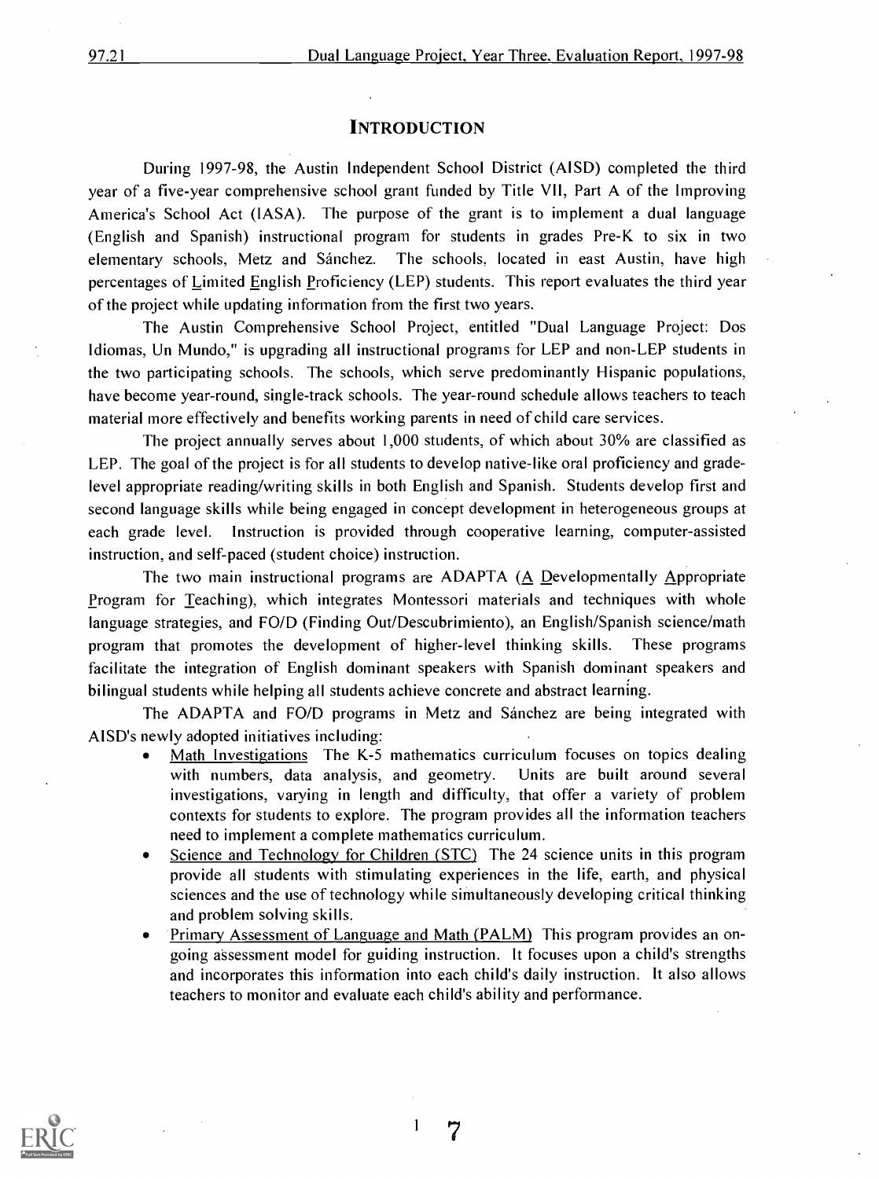# INTRODUCTION

During 1997-98, the Austin Independent School District (AISD) completed the third year of a five-year comprehensive school grant funded by Title VII, Part A of the Improving America's School Act (IASA). The purpose of the grant is to implement a dual language (English and Spanish) instructional program for students in grades Pre-K to six in two elementary schools, Metz and Sánchez. The schools, located in east Austin, have high percentages of Limited English Proficiency (LEP) students. This report evaluates the third year of the project while updating information from the first two years.

The Austin Comprehensive School Project, entitled "Dual Language Project: Dos Idiomas, Un Mundo," is upgrading all instructional programs for LEP and non-LEP students in the two participating schools. The schools, which serve predominantly Hispanic populations, have become year-round, single-track schools. The year-round schedule allows teachers to teach material more effectively and benefits working parents in need of child care services.

The project annually serves about 1,000 students, of which about 30% are classified as LEP. The goal of the project is for all students to develop native-like oral proficiency and grade-level appropriate reading/writing skills in both English and Spanish. Students develop first and second language skills while being engaged in concept development in heterogeneous groups at each grade level. Instruction is provided through cooperative learning, computer-assisted instruction, and self-paced (student choice) instruction.

The two main instructional programs are ADAPTA (A Developmentally Appropriate Program for Teaching), which integrates Montessori materials and techniques with whole language strategies, and FO/D (Finding Out/Descubrimiento), an English/Spanish science/math program that promotes the development of higher-level thinking skills. These programs facilitate the integration of English dominant speakers with Spanish dominant speakers and bilingual students while helping all students achieve concrete and abstract learning.

The ADAPTA and FO/D programs in Metz and Sánchez are being integrated with AISD's newly adopted initiatives including:

- Math Investigations The K-5 mathematics curriculum focuses on topics dealing with numbers, data analysis, and geometry. Units are built around several investigations, varying in length and difficulty, that offer a variety of problem contexts for students to explore. The program provides all the information teachers need to implement a complete mathematics curriculum.
- Science and Technology for Children (STC) The 24 science units in this program provide all students with stimulating experiences in the life, earth, and physical sciences and the use of technology while simultaneously developing critical thinking and problem solving skills.
- Primary Assessment of Language and Math (PALM) This program provides an on-going assessment model for guiding instruction. It focuses upon a child's strengths and incorporates this information into each child's daily instruction. It also allows teachers to monitor and evaluate each child's ability and performance.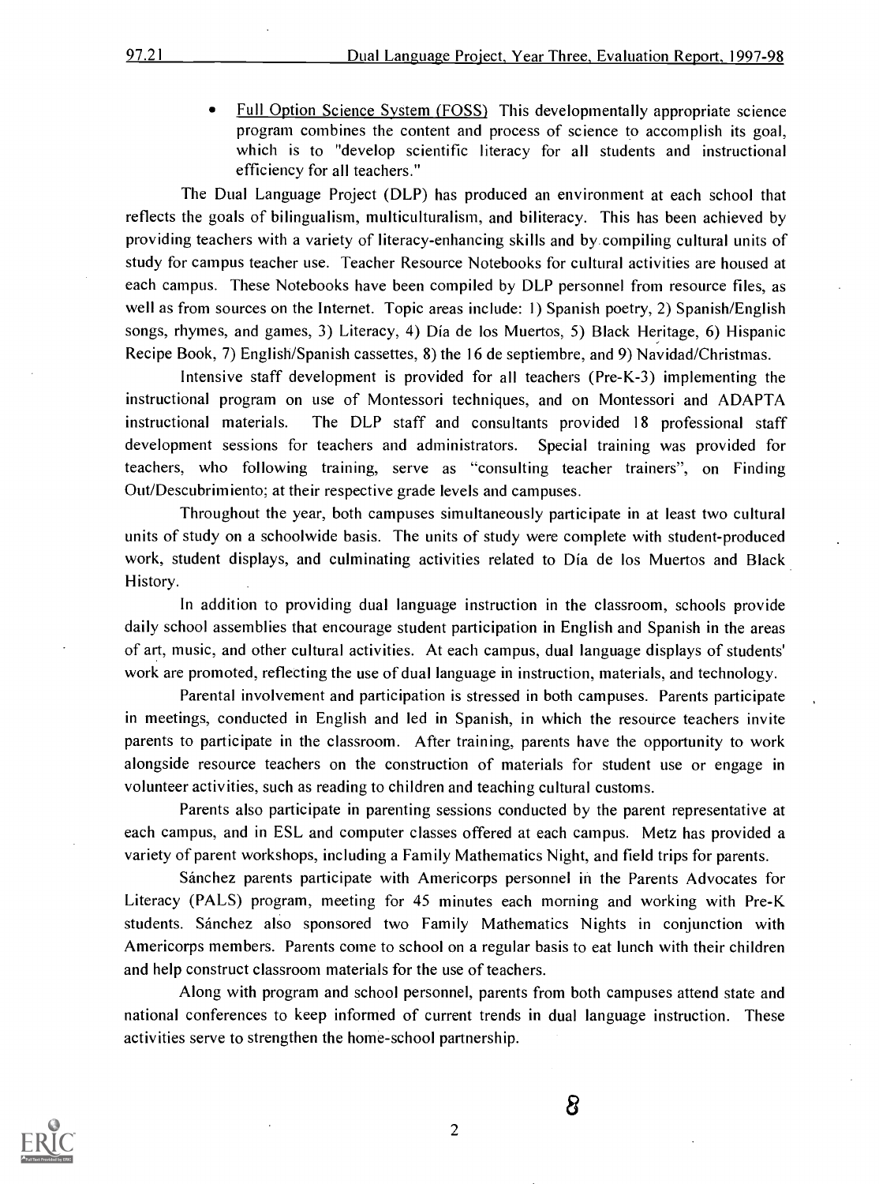- Full Option Science System (FOSS) This developmentally appropriate science program combines the content and process of science to accomplish its goal, which is to "develop scientific literacy for all students and instructional efficiency for all teachers."

The Dual Language Project (DLP) has produced an environment at each school that reflects the goals of bilingualism, multiculturalism, and biliteracy. This has been achieved by providing teachers with a variety of literacy-enhancing skills and by compiling cultural units of study for campus teacher use. Teacher Resource Notebooks for cultural activities are housed at each campus. These Notebooks have been compiled by DLP personnel from resource files, as well as from sources on the Internet. Topic areas include: 1) Spanish poetry, 2) Spanish/English songs, rhymes, and games, 3) Literacy, 4) Día de los Muertos, 5) Black Heritage, 6) Hispanic Recipe Book, 7) English/Spanish cassettes, 8) the 16 de septiembre, and 9) Navidad/Christmas.

Intensive staff development is provided for all teachers (Pre-K-3) implementing the instructional program on use of Montessori techniques, and on Montessori and ADAPTA instructional materials. The DLP staff and consultants provided 18 professional staff development sessions for teachers and administrators. Special training was provided for teachers, who following training, serve as "consulting teacher trainers", on Finding Out/Descubrimiento; at their respective grade levels and campuses.

Throughout the year, both campuses simultaneously participate in at least two cultural units of study on a schoolwide basis. The units of study were complete with student-produced work, student displays, and culminating activities related to Día de los Muertos and Black History.

In addition to providing dual language instruction in the classroom, schools provide daily school assemblies that encourage student participation in English and Spanish in the areas of art, music, and other cultural activities. At each campus, dual language displays of students' work are promoted, reflecting the use of dual language in instruction, materials, and technology.

Parental involvement and participation is stressed in both campuses. Parents participate in meetings, conducted in English and led in Spanish, in which the resource teachers invite parents to participate in the classroom. After training, parents have the opportunity to work alongside resource teachers on the construction of materials for student use or engage in volunteer activities, such as reading to children and teaching cultural customs.

Parents also participate in parenting sessions conducted by the parent representative at each campus, and in ESL and computer classes offered at each campus. Metz has provided a variety of parent workshops, including a Family Mathematics Night, and field trips for parents.

Sánchez parents participate with Americorps personnel in the Parents Advocates for Literacy (PALS) program, meeting for 45 minutes each morning and working with Pre-K students. Sánchez also sponsored two Family Mathematics Nights in conjunction with Americorps members. Parents come to school on a regular basis to eat lunch with their children and help construct classroom materials for the use of teachers.

Along with program and school personnel, parents from both campuses attend state and national conferences to keep informed of current trends in dual language instruction. These activities serve to strengthen the home-school partnership.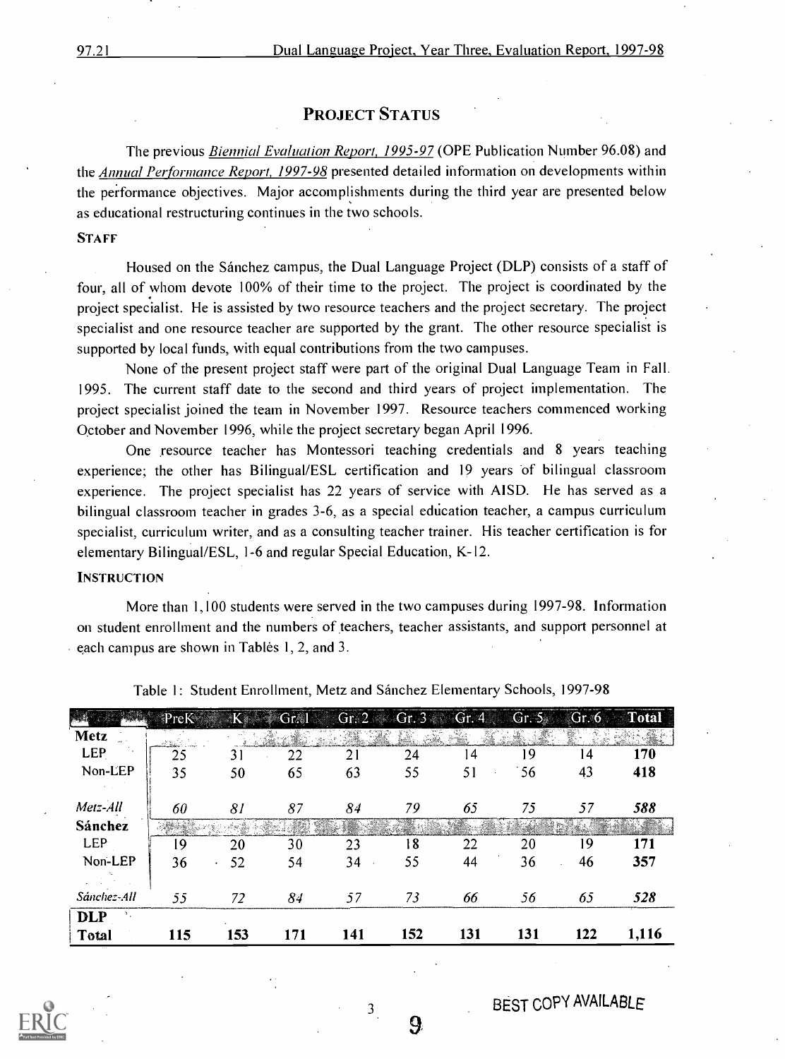## PROJECT STATUS

The previous *Biennial Evaluation Report, 1995-97* (OPE Publication Number 96.08) and the *Annual Performance Report, 1997-98* presented detailed information on developments within the performance objectives. Major accomplishments during the third year are presented below as educational restructuring continues in the two schools.

### STAFF

Housed on the Sánchez campus, the Dual Language Project (DLP) consists of a staff of four, all of whom devote 100% of their time to the project. The project is coordinated by the project specialist. He is assisted by two resource teachers and the project secretary. The project specialist and one resource teacher are supported by the grant. The other resource specialist is supported by local funds, with equal contributions from the two campuses.

None of the present project staff were part of the original Dual Language Team in Fall 1995. The current staff date to the second and third years of project implementation. The project specialist joined the team in November 1997. Resource teachers commenced working October and November 1996, while the project secretary began April 1996.

One resource teacher has Montessori teaching credentials and 8 years teaching experience; the other has Bilingual/ESL certification and 19 years of bilingual classroom experience. The project specialist has 22 years of service with AISD. He has served as a bilingual classroom teacher in grades 3-6, as a special education teacher, a campus curriculum specialist, curriculum writer, and as a consulting teacher trainer. His teacher certification is for elementary Bilingual/ESL, 1-6 and regular Special Education, K-12.

### INSTRUCTION

More than 1,100 students were served in the two campuses during 1997-98. Information on student enrollment and the numbers of teachers, teacher assistants, and support personnel at each campus are shown in Tables 1, 2, and 3.

Table 1: Student Enrollment, Metz and Sánchez Elementary Schools, 1997-98

| | PreK | K | Gr. 1 | Gr. 2 | Gr. 3 | Gr. 4 | Gr. 5 | Gr. 6 | Total |
|---|---|---|---|---|---|---|---|---|---|
| **Metz** | | | | | | | | | |
| LEP | 25 | 31 | 22 | 21 | 24 | 14 | 19 | 14 | **170** |
| Non-LEP | 35 | 50 | 65 | 63 | 55 | 51 | 56 | 43 | **418** |
| *Metz-All* | *60* | *81* | *87* | *84* | *79* | *65* | *75* | *57* | ***588*** |
| **Sánchez** | | | | | | | | | |
| LEP | 19 | 20 | 30 | 23 | 18 | 22 | 20 | 19 | **171** |
| Non-LEP | 36 | 52 | 54 | 34 | 55 | 44 | 36 | 46 | **357** |
| *Sánchez-All* | *55* | *72* | *84* | *57* | *73* | *66* | *56* | *65* | ***528*** |
| **DLP Total** | **115** | **153** | **171** | **141** | **152** | **131** | **131** | **122** | **1,116** |

BEST COPY AVAILABLE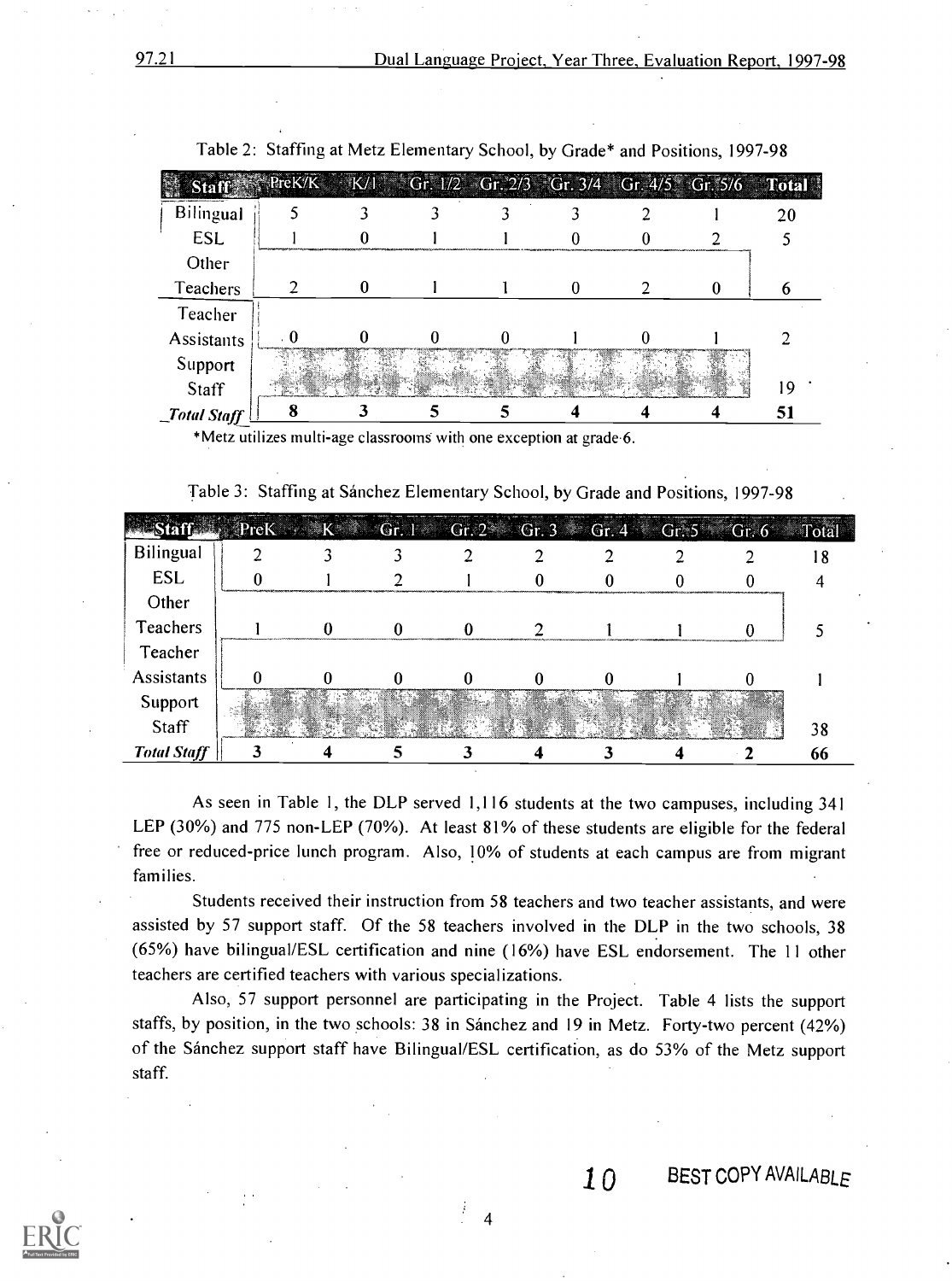Table 2: Staffing at Metz Elementary School, by Grade* and Positions, 1997-98

| Staff | PreK/K | K/1 | Gr. 1/2 | Gr. 2/3 | Gr. 3/4 | Gr. 4/5 | Gr. 5/6 | Total |
|---|---|---|---|---|---|---|---|---|
| Bilingual | 5 | 3 | 3 | 3 | 3 | 2 | 1 | 20 |
| ESL | 1 | 0 | 1 | 1 | 0 | 0 | 2 | 5 |
| Other Teachers | 2 | 0 | 1 | 1 | 0 | 2 | 0 | 6 |
| Teacher Assistants | 0 | 0 | 0 | 0 | 1 | 0 | 1 | 2 |
| Support Staff | | | | | | | | 19 |
| *Total Staff* | 8 | 3 | 5 | 5 | 4 | 4 | 4 | 51 |

*Metz utilizes multi-age classrooms with one exception at grade 6.

Table 3: Staffing at Sánchez Elementary School, by Grade and Positions, 1997-98

| Staff | PreK | K | Gr. 1 | Gr. 2 | Gr. 3 | Gr. 4 | Gr. 5 | Gr. 6 | Total |
|---|---|---|---|---|---|---|---|---|---|
| Bilingual | 2 | 3 | 3 | 2 | 2 | 2 | 2 | 2 | 18 |
| ESL | 0 | 1 | 2 | 1 | 0 | 0 | 0 | 0 | 4 |
| Other Teachers | 1 | 0 | 0 | 0 | 2 | 1 | 1 | 0 | 5 |
| Teacher Assistants | 0 | 0 | 0 | 0 | 0 | 0 | 1 | 0 | 1 |
| Support Staff | | | | | | | | | 38 |
| *Total Staff* | 3 | 4 | 5 | 3 | 4 | 3 | 4 | 2 | 66 |

As seen in Table 1, the DLP served 1,116 students at the two campuses, including 341 LEP (30%) and 775 non-LEP (70%). At least 81% of these students are eligible for the federal free or reduced-price lunch program. Also, 10% of students at each campus are from migrant families.

Students received their instruction from 58 teachers and two teacher assistants, and were assisted by 57 support staff. Of the 58 teachers involved in the DLP in the two schools, 38 (65%) have bilingual/ESL certification and nine (16%) have ESL endorsement. The 11 other teachers are certified teachers with various specializations.

Also, 57 support personnel are participating in the Project. Table 4 lists the support staffs, by position, in the two schools: 38 in Sánchez and 19 in Metz. Forty-two percent (42%) of the Sánchez support staff have Bilingual/ESL certification, as do 53% of the Metz support staff.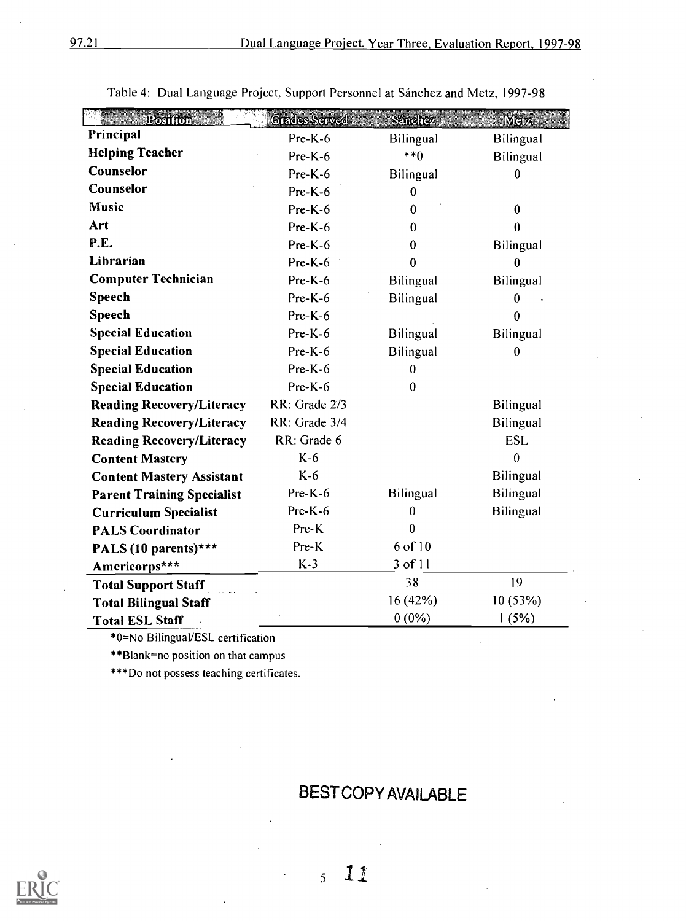Table 4: Dual Language Project, Support Personnel at Sánchez and Metz, 1997-98

| Position | Grades Served | Sánchez | Metz |
|---|---|---|---|
| **Principal** | Pre-K-6 | Bilingual | Bilingual |
| **Helping Teacher** | Pre-K-6 | **0 | Bilingual |
| **Counselor** | Pre-K-6 | Bilingual | 0 |
| **Counselor** | Pre-K-6 | 0 | |
| **Music** | Pre-K-6 | 0 | 0 |
| **Art** | Pre-K-6 | 0 | 0 |
| **P.E.** | Pre-K-6 | 0 | Bilingual |
| **Librarian** | Pre-K-6 | 0 | 0 |
| **Computer Technician** | Pre-K-6 | Bilingual | Bilingual |
| **Speech** | Pre-K-6 | Bilingual | 0 |
| **Speech** | Pre-K-6 | | 0 |
| **Special Education** | Pre-K-6 | Bilingual | Bilingual |
| **Special Education** | Pre-K-6 | Bilingual | 0 |
| **Special Education** | Pre-K-6 | 0 | |
| **Special Education** | Pre-K-6 | 0 | |
| **Reading Recovery/Literacy** | RR: Grade 2/3 | | Bilingual |
| **Reading Recovery/Literacy** | RR: Grade 3/4 | | Bilingual |
| **Reading Recovery/Literacy** | RR: Grade 6 | | ESL |
| **Content Mastery** | K-6 | | 0 |
| **Content Mastery Assistant** | K-6 | | Bilingual |
| **Parent Training Specialist** | Pre-K-6 | Bilingual | Bilingual |
| **Curriculum Specialist** | Pre-K-6 | 0 | Bilingual |
| **PALS Coordinator** | Pre-K | 0 | |
| **PALS (10 parents)***** | Pre-K | 6 of 10 | |
| **Americorps***** | K-3 | 3 of 11 | |
| **Total Support Staff** | | 38 | 19 |
| **Total Bilingual Staff** | | 16 (42%) | 10 (53%) |
| **Total ESL Staff** | | 0 (0%) | 1 (5%) |

*0=No Bilingual/ESL certification

**Blank=no position on that campus

***Do not possess teaching certificates.

BEST COPY AVAILABLE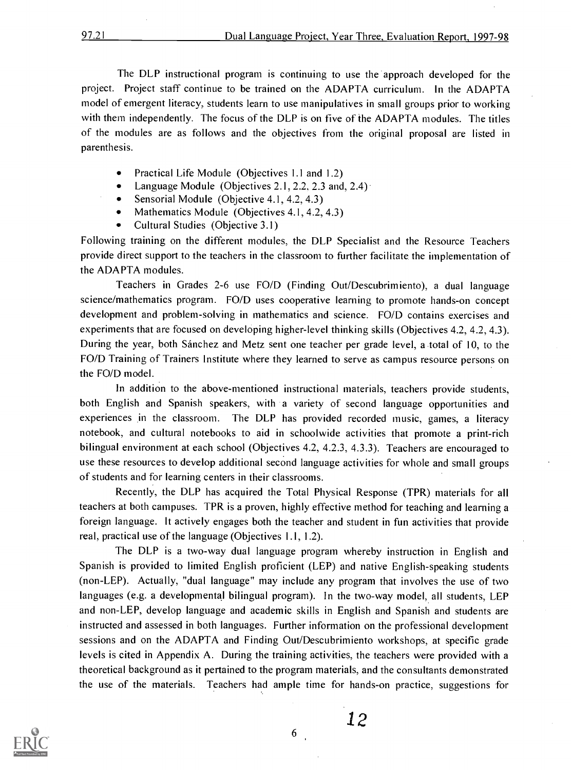The DLP instructional program is continuing to use the approach developed for the project. Project staff continue to be trained on the ADAPTA curriculum. In the ADAPTA model of emergent literacy, students learn to use manipulatives in small groups prior to working with them independently. The focus of the DLP is on five of the ADAPTA modules. The titles of the modules are as follows and the objectives from the original proposal are listed in parenthesis.

- Practical Life Module (Objectives 1.1 and 1.2)
- Language Module (Objectives 2.1, 2.2, 2.3 and, 2.4)
- Sensorial Module (Objective 4.1, 4.2, 4.3)
- Mathematics Module (Objectives 4.1, 4.2, 4.3)
- Cultural Studies (Objective 3.1)

Following training on the different modules, the DLP Specialist and the Resource Teachers provide direct support to the teachers in the classroom to further facilitate the implementation of the ADAPTA modules.

Teachers in Grades 2-6 use FO/D (Finding Out/Descubrimiento), a dual language science/mathematics program. FO/D uses cooperative learning to promote hands-on concept development and problem-solving in mathematics and science. FO/D contains exercises and experiments that are focused on developing higher-level thinking skills (Objectives 4.2, 4.2, 4.3). During the year, both Sánchez and Metz sent one teacher per grade level, a total of 10, to the FO/D Training of Trainers Institute where they learned to serve as campus resource persons on the FO/D model.

In addition to the above-mentioned instructional materials, teachers provide students, both English and Spanish speakers, with a variety of second language opportunities and experiences in the classroom. The DLP has provided recorded music, games, a literacy notebook, and cultural notebooks to aid in schoolwide activities that promote a print-rich bilingual environment at each school (Objectives 4.2, 4.2.3, 4.3.3). Teachers are encouraged to use these resources to develop additional second language activities for whole and small groups of students and for learning centers in their classrooms.

Recently, the DLP has acquired the Total Physical Response (TPR) materials for all teachers at both campuses. TPR is a proven, highly effective method for teaching and learning a foreign language. It actively engages both the teacher and student in fun activities that provide real, practical use of the language (Objectives 1.1, 1.2).

The DLP is a two-way dual language program whereby instruction in English and Spanish is provided to limited English proficient (LEP) and native English-speaking students (non-LEP). Actually, "dual language" may include any program that involves the use of two languages (e.g. a developmental bilingual program). In the two-way model, all students, LEP and non-LEP, develop language and academic skills in English and Spanish and students are instructed and assessed in both languages. Further information on the professional development sessions and on the ADAPTA and Finding Out/Descubrimiento workshops, at specific grade levels is cited in Appendix A. During the training activities, the teachers were provided with a theoretical background as it pertained to the program materials, and the consultants demonstrated the use of the materials. Teachers had ample time for hands-on practice, suggestions for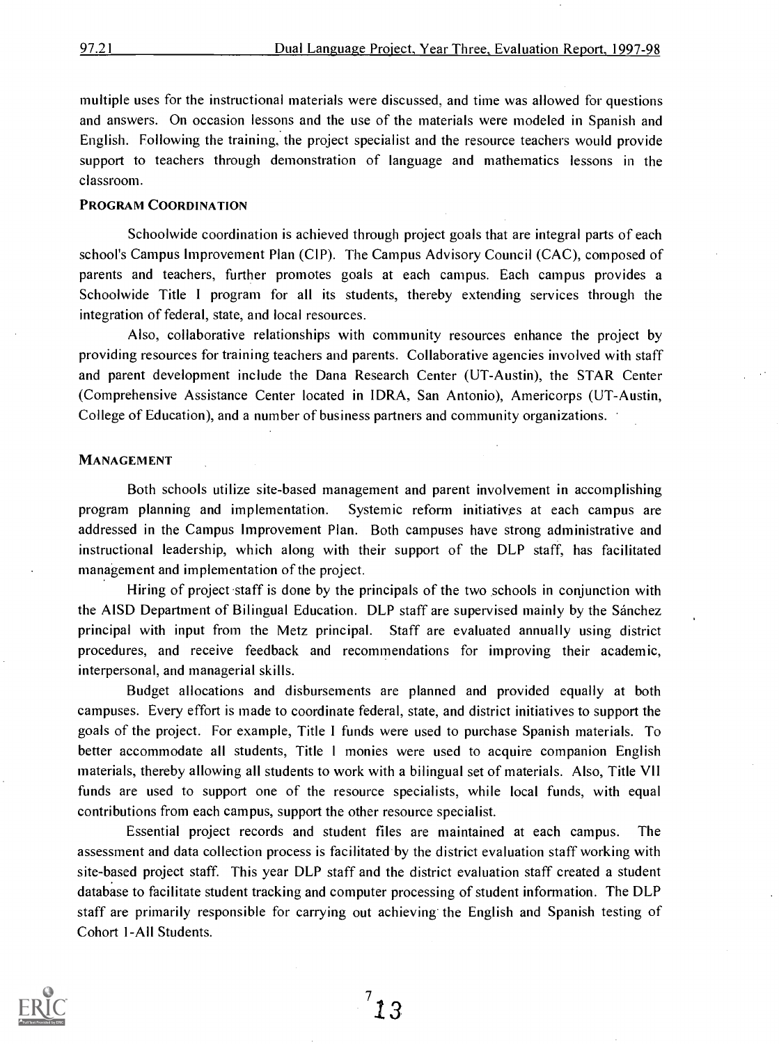multiple uses for the instructional materials were discussed, and time was allowed for questions and answers. On occasion lessons and the use of the materials were modeled in Spanish and English. Following the training, the project specialist and the resource teachers would provide support to teachers through demonstration of language and mathematics lessons in the classroom.

### PROGRAM COORDINATION

Schoolwide coordination is achieved through project goals that are integral parts of each school's Campus Improvement Plan (CIP). The Campus Advisory Council (CAC), composed of parents and teachers, further promotes goals at each campus. Each campus provides a Schoolwide Title I program for all its students, thereby extending services through the integration of federal, state, and local resources.

Also, collaborative relationships with community resources enhance the project by providing resources for training teachers and parents. Collaborative agencies involved with staff and parent development include the Dana Research Center (UT-Austin), the STAR Center (Comprehensive Assistance Center located in IDRA, San Antonio), Americorps (UT-Austin, College of Education), and a number of business partners and community organizations.

### MANAGEMENT

Both schools utilize site-based management and parent involvement in accomplishing program planning and implementation. Systemic reform initiatives at each campus are addressed in the Campus Improvement Plan. Both campuses have strong administrative and instructional leadership, which along with their support of the DLP staff, has facilitated management and implementation of the project.

Hiring of project staff is done by the principals of the two schools in conjunction with the AISD Department of Bilingual Education. DLP staff are supervised mainly by the Sánchez principal with input from the Metz principal. Staff are evaluated annually using district procedures, and receive feedback and recommendations for improving their academic, interpersonal, and managerial skills.

Budget allocations and disbursements are planned and provided equally at both campuses. Every effort is made to coordinate federal, state, and district initiatives to support the goals of the project. For example, Title I funds were used to purchase Spanish materials. To better accommodate all students, Title I monies were used to acquire companion English materials, thereby allowing all students to work with a bilingual set of materials. Also, Title VII funds are used to support one of the resource specialists, while local funds, with equal contributions from each campus, support the other resource specialist.

Essential project records and student files are maintained at each campus. The assessment and data collection process is facilitated by the district evaluation staff working with site-based project staff. This year DLP staff and the district evaluation staff created a student database to facilitate student tracking and computer processing of student information. The DLP staff are primarily responsible for carrying out achieving the English and Spanish testing of Cohort 1-All Students.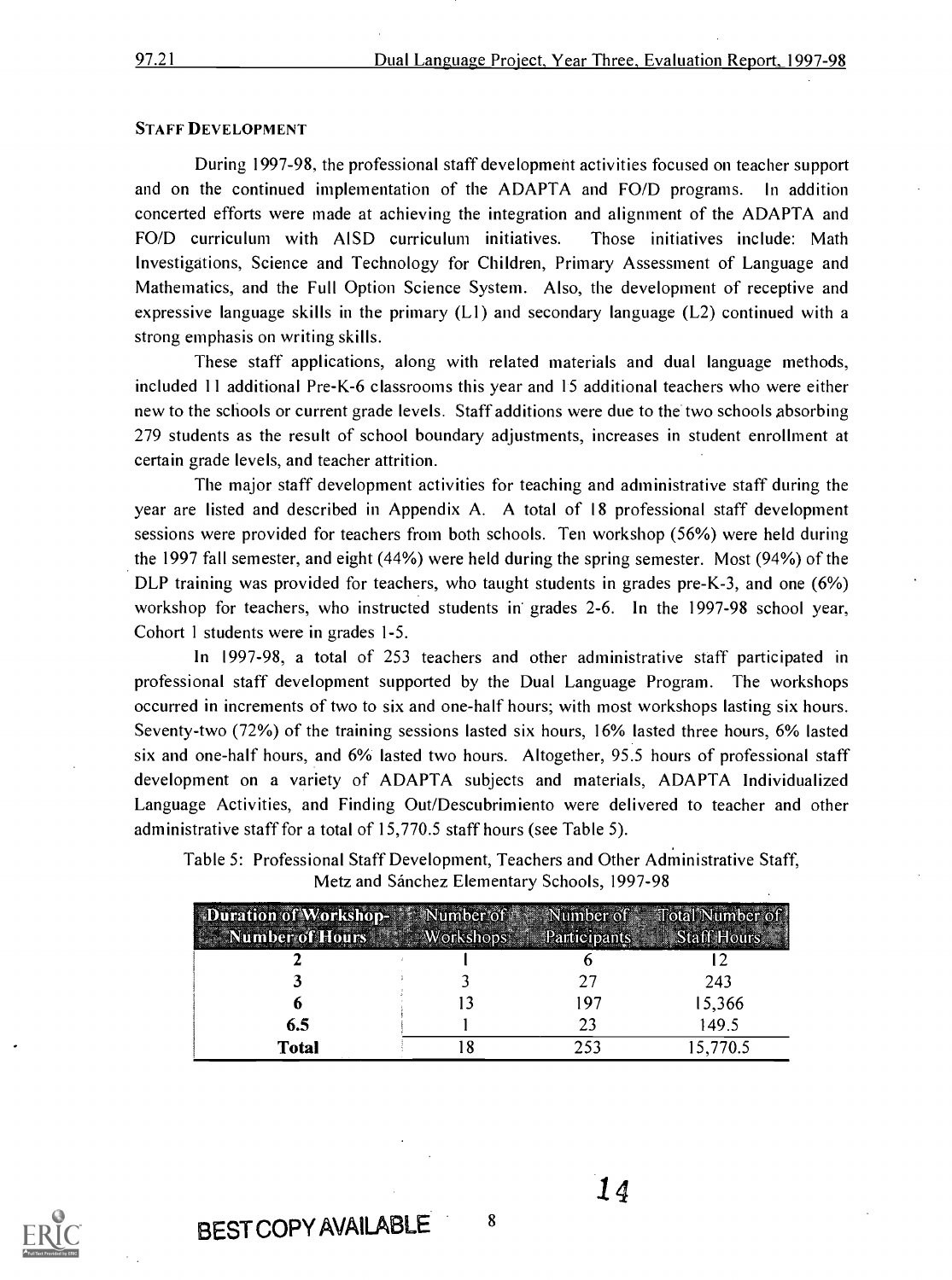## STAFF DEVELOPMENT

During 1997-98, the professional staff development activities focused on teacher support and on the continued implementation of the ADAPTA and FO/D programs. In addition concerted efforts were made at achieving the integration and alignment of the ADAPTA and FO/D curriculum with AISD curriculum initiatives. Those initiatives include: Math Investigations, Science and Technology for Children, Primary Assessment of Language and Mathematics, and the Full Option Science System. Also, the development of receptive and expressive language skills in the primary (L1) and secondary language (L2) continued with a strong emphasis on writing skills.

These staff applications, along with related materials and dual language methods, included 11 additional Pre-K-6 classrooms this year and 15 additional teachers who were either new to the schools or current grade levels. Staff additions were due to the two schools absorbing 279 students as the result of school boundary adjustments, increases in student enrollment at certain grade levels, and teacher attrition.

The major staff development activities for teaching and administrative staff during the year are listed and described in Appendix A. A total of 18 professional staff development sessions were provided for teachers from both schools. Ten workshop (56%) were held during the 1997 fall semester, and eight (44%) were held during the spring semester. Most (94%) of the DLP training was provided for teachers, who taught students in grades pre-K-3, and one (6%) workshop for teachers, who instructed students in grades 2-6. In the 1997-98 school year, Cohort 1 students were in grades 1-5.

In 1997-98, a total of 253 teachers and other administrative staff participated in professional staff development supported by the Dual Language Program. The workshops occurred in increments of two to six and one-half hours; with most workshops lasting six hours. Seventy-two (72%) of the training sessions lasted six hours, 16% lasted three hours, 6% lasted six and one-half hours, and 6% lasted two hours. Altogether, 95.5 hours of professional staff development on a variety of ADAPTA subjects and materials, ADAPTA Individualized Language Activities, and Finding Out/Descubrimiento were delivered to teacher and other administrative staff for a total of 15,770.5 staff hours (see Table 5).

Table 5: Professional Staff Development, Teachers and Other Administrative Staff, Metz and Sánchez Elementary Schools, 1997-98

| Duration of Workshop-Number of Hours | Number of Workshops | Number of Participants | Total Number of Staff Hours |
|---|---|---|---|
| **2** | 1 | 6 | 12 |
| **3** | 3 | 27 | 243 |
| **6** | 13 | 197 | 15,366 |
| **6.5** | 1 | 23 | 149.5 |
| **Total** | 18 | 253 | 15,770.5 |

BEST COPY AVAILABLE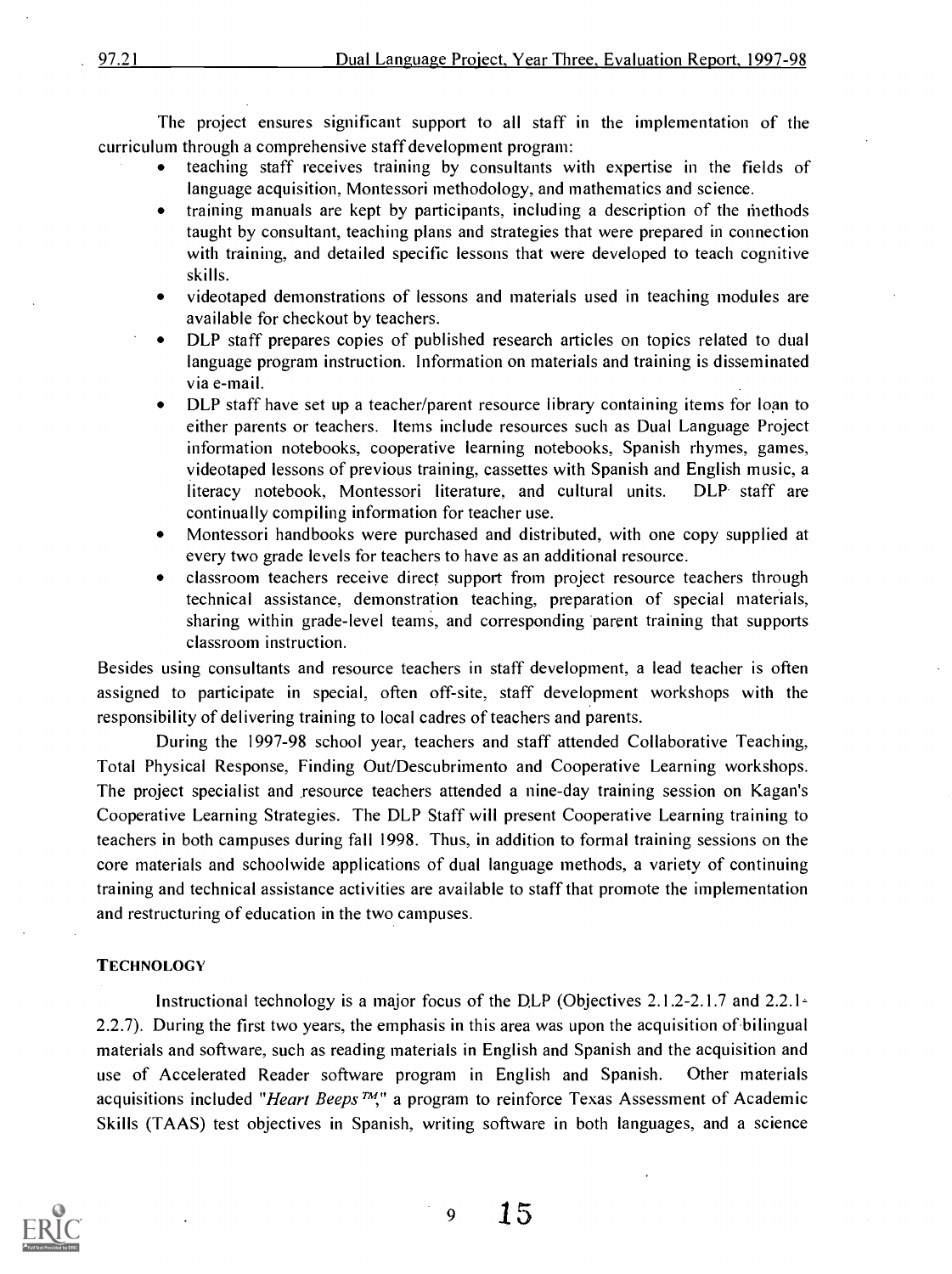The project ensures significant support to all staff in the implementation of the curriculum through a comprehensive staff development program:

- teaching staff receives training by consultants with expertise in the fields of language acquisition, Montessori methodology, and mathematics and science.
- training manuals are kept by participants, including a description of the methods taught by consultant, teaching plans and strategies that were prepared in connection with training, and detailed specific lessons that were developed to teach cognitive skills.
- videotaped demonstrations of lessons and materials used in teaching modules are available for checkout by teachers.
- DLP staff prepares copies of published research articles on topics related to dual language program instruction. Information on materials and training is disseminated via e-mail.
- DLP staff have set up a teacher/parent resource library containing items for loan to either parents or teachers. Items include resources such as Dual Language Project information notebooks, cooperative learning notebooks, Spanish rhymes, games, videotaped lessons of previous training, cassettes with Spanish and English music, a literacy notebook, Montessori literature, and cultural units. DLP staff are continually compiling information for teacher use.
- Montessori handbooks were purchased and distributed, with one copy supplied at every two grade levels for teachers to have as an additional resource.
- classroom teachers receive direct support from project resource teachers through technical assistance, demonstration teaching, preparation of special materials, sharing within grade-level teams, and corresponding parent training that supports classroom instruction.

Besides using consultants and resource teachers in staff development, a lead teacher is often assigned to participate in special, often off-site, staff development workshops with the responsibility of delivering training to local cadres of teachers and parents.

During the 1997-98 school year, teachers and staff attended Collaborative Teaching, Total Physical Response, Finding Out/Descubrimento and Cooperative Learning workshops. The project specialist and resource teachers attended a nine-day training session on Kagan's Cooperative Learning Strategies. The DLP Staff will present Cooperative Learning training to teachers in both campuses during fall 1998. Thus, in addition to formal training sessions on the core materials and schoolwide applications of dual language methods, a variety of continuing training and technical assistance activities are available to staff that promote the implementation and restructuring of education in the two campuses.

## TECHNOLOGY

Instructional technology is a major focus of the DLP (Objectives 2.1.2-2.1.7 and 2.2.1-2.2.7). During the first two years, the emphasis in this area was upon the acquisition of bilingual materials and software, such as reading materials in English and Spanish and the acquisition and use of Accelerated Reader software program in English and Spanish. Other materials acquisitions included "*Heart Beeps*™," a program to reinforce Texas Assessment of Academic Skills (TAAS) test objectives in Spanish, writing software in both languages, and a science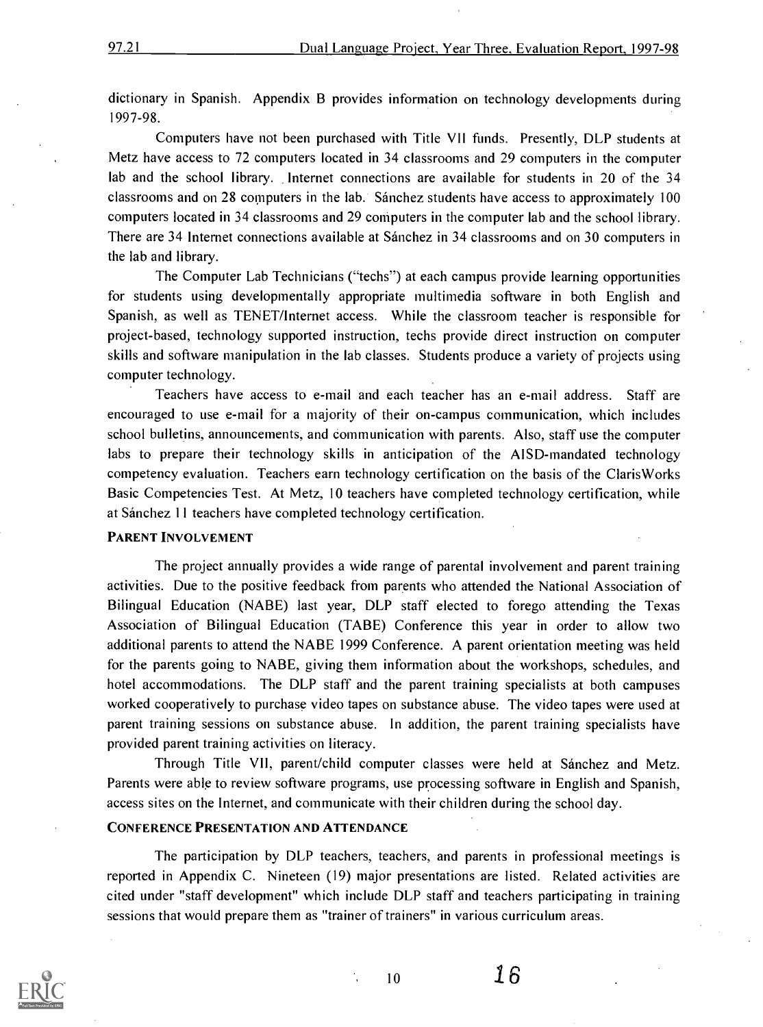dictionary in Spanish. Appendix B provides information on technology developments during 1997-98.

Computers have not been purchased with Title VII funds. Presently, DLP students at Metz have access to 72 computers located in 34 classrooms and 29 computers in the computer lab and the school library. Internet connections are available for students in 20 of the 34 classrooms and on 28 computers in the lab. Sánchez students have access to approximately 100 computers located in 34 classrooms and 29 computers in the computer lab and the school library. There are 34 Internet connections available at Sánchez in 34 classrooms and on 30 computers in the lab and library.

The Computer Lab Technicians ("techs") at each campus provide learning opportunities for students using developmentally appropriate multimedia software in both English and Spanish, as well as TENET/Internet access. While the classroom teacher is responsible for project-based, technology supported instruction, techs provide direct instruction on computer skills and software manipulation in the lab classes. Students produce a variety of projects using computer technology.

Teachers have access to e-mail and each teacher has an e-mail address. Staff are encouraged to use e-mail for a majority of their on-campus communication, which includes school bulletins, announcements, and communication with parents. Also, staff use the computer labs to prepare their technology skills in anticipation of the AISD-mandated technology competency evaluation. Teachers earn technology certification on the basis of the ClarisWorks Basic Competencies Test. At Metz, 10 teachers have completed technology certification, while at Sánchez 11 teachers have completed technology certification.

## PARENT INVOLVEMENT

The project annually provides a wide range of parental involvement and parent training activities. Due to the positive feedback from parents who attended the National Association of Bilingual Education (NABE) last year, DLP staff elected to forego attending the Texas Association of Bilingual Education (TABE) Conference this year in order to allow two additional parents to attend the NABE 1999 Conference. A parent orientation meeting was held for the parents going to NABE, giving them information about the workshops, schedules, and hotel accommodations. The DLP staff and the parent training specialists at both campuses worked cooperatively to purchase video tapes on substance abuse. The video tapes were used at parent training sessions on substance abuse. In addition, the parent training specialists have provided parent training activities on literacy.

Through Title VII, parent/child computer classes were held at Sánchez and Metz. Parents were able to review software programs, use processing software in English and Spanish, access sites on the Internet, and communicate with their children during the school day.

## CONFERENCE PRESENTATION AND ATTENDANCE

The participation by DLP teachers, teachers, and parents in professional meetings is reported in Appendix C. Nineteen (19) major presentations are listed. Related activities are cited under "staff development" which include DLP staff and teachers participating in training sessions that would prepare them as "trainer of trainers" in various curriculum areas.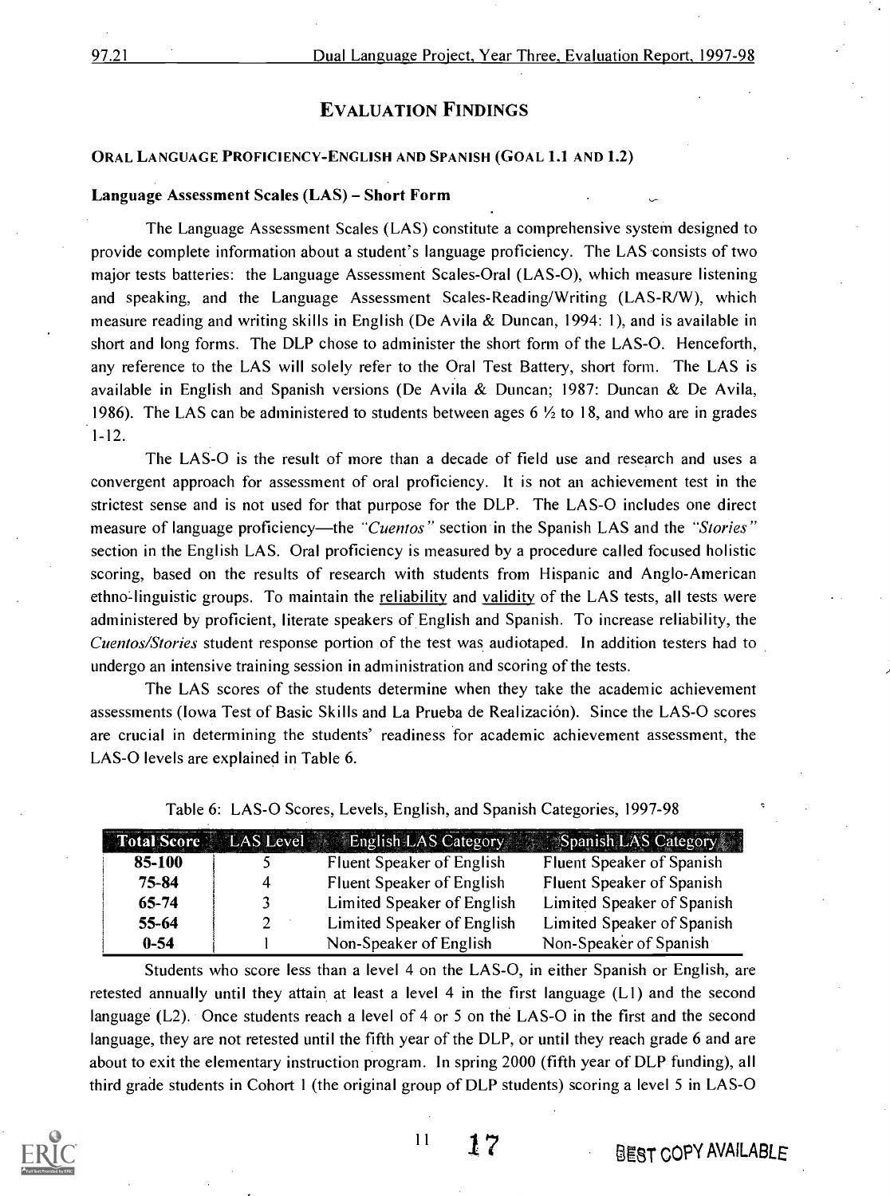## EVALUATION FINDINGS

### ORAL LANGUAGE PROFICIENCY-ENGLISH AND SPANISH (GOAL 1.1 AND 1.2)

#### Language Assessment Scales (LAS) – Short Form

The Language Assessment Scales (LAS) constitute a comprehensive system designed to provide complete information about a student's language proficiency. The LAS consists of two major tests batteries: the Language Assessment Scales-Oral (LAS-O), which measure listening and speaking, and the Language Assessment Scales-Reading/Writing (LAS-R/W), which measure reading and writing skills in English (De Avila & Duncan, 1994: 1), and is available in short and long forms. The DLP chose to administer the short form of the LAS-O. Henceforth, any reference to the LAS will solely refer to the Oral Test Battery, short form. The LAS is available in English and Spanish versions (De Avila & Duncan; 1987: Duncan & De Avila, 1986). The LAS can be administered to students between ages 6 ½ to 18, and who are in grades 1-12.

The LAS-O is the result of more than a decade of field use and research and uses a convergent approach for assessment of oral proficiency. It is not an achievement test in the strictest sense and is not used for that purpose for the DLP. The LAS-O includes one direct measure of language proficiency—the *"Cuentos"* section in the Spanish LAS and the *"Stories"* section in the English LAS. Oral proficiency is measured by a procedure called focused holistic scoring, based on the results of research with students from Hispanic and Anglo-American ethno-linguistic groups. To maintain the reliability and validity of the LAS tests, all tests were administered by proficient, literate speakers of English and Spanish. To increase reliability, the *Cuentos/Stories* student response portion of the test was audiotaped. In addition testers had to undergo an intensive training session in administration and scoring of the tests.

The LAS scores of the students determine when they take the academic achievement assessments (Iowa Test of Basic Skills and La Prueba de Realización). Since the LAS-O scores are crucial in determining the students' readiness for academic achievement assessment, the LAS-O levels are explained in Table 6.

Table 6: LAS-O Scores, Levels, English, and Spanish Categories, 1997-98

| Total Score | LAS Level | English LAS Category | Spanish LAS Category |
|---|---|---|---|
| **85-100** | 5 | Fluent Speaker of English | Fluent Speaker of Spanish |
| **75-84** | 4 | Fluent Speaker of English | Fluent Speaker of Spanish |
| **65-74** | 3 | Limited Speaker of English | Limited Speaker of Spanish |
| **55-64** | 2 | Limited Speaker of English | Limited Speaker of Spanish |
| **0-54** | 1 | Non-Speaker of English | Non-Speaker of Spanish |

Students who score less than a level 4 on the LAS-O, in either Spanish or English, are retested annually until they attain at least a level 4 in the first language (L1) and the second language (L2). Once students reach a level of 4 or 5 on the LAS-O in the first and the second language, they are not retested until the fifth year of the DLP, or until they reach grade 6 and are about to exit the elementary instruction program. In spring 2000 (fifth year of DLP funding), all third grade students in Cohort 1 (the original group of DLP students) scoring a level 5 in LAS-O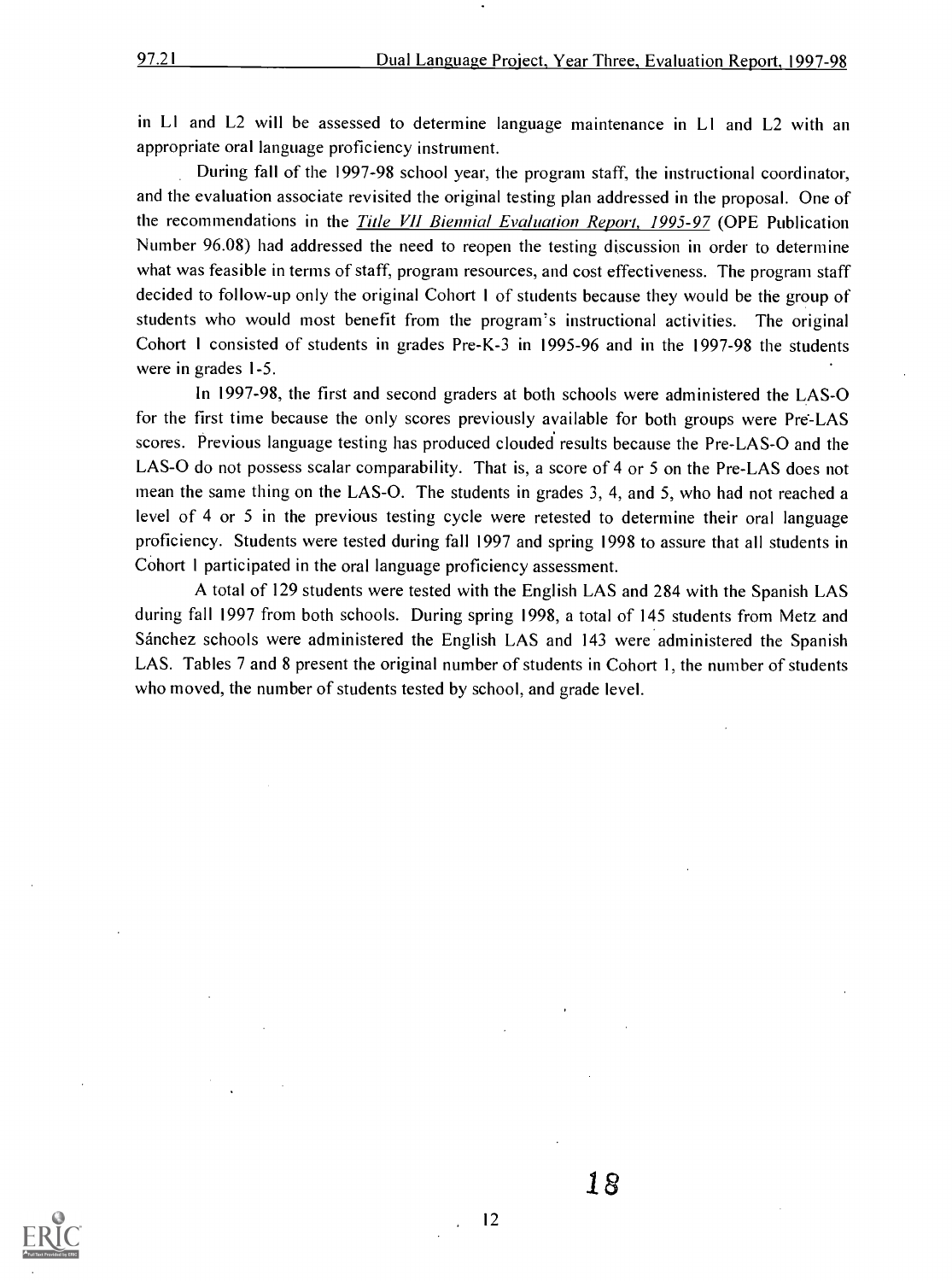in L1 and L2 will be assessed to determine language maintenance in L1 and L2 with an appropriate oral language proficiency instrument.

During fall of the 1997-98 school year, the program staff, the instructional coordinator, and the evaluation associate revisited the original testing plan addressed in the proposal. One of the recommendations in the *Title VII Biennial Evaluation Report, 1995-97* (OPE Publication Number 96.08) had addressed the need to reopen the testing discussion in order to determine what was feasible in terms of staff, program resources, and cost effectiveness. The program staff decided to follow-up only the original Cohort 1 of students because they would be the group of students who would most benefit from the program's instructional activities. The original Cohort 1 consisted of students in grades Pre-K-3 in 1995-96 and in the 1997-98 the students were in grades 1-5.

In 1997-98, the first and second graders at both schools were administered the LAS-O for the first time because the only scores previously available for both groups were Pre-LAS scores. Previous language testing has produced clouded results because the Pre-LAS-O and the LAS-O do not possess scalar comparability. That is, a score of 4 or 5 on the Pre-LAS does not mean the same thing on the LAS-O. The students in grades 3, 4, and 5, who had not reached a level of 4 or 5 in the previous testing cycle were retested to determine their oral language proficiency. Students were tested during fall 1997 and spring 1998 to assure that all students in Cohort 1 participated in the oral language proficiency assessment.

A total of 129 students were tested with the English LAS and 284 with the Spanish LAS during fall 1997 from both schools. During spring 1998, a total of 145 students from Metz and Sánchez schools were administered the English LAS and 143 were administered the Spanish LAS. Tables 7 and 8 present the original number of students in Cohort 1, the number of students who moved, the number of students tested by school, and grade level.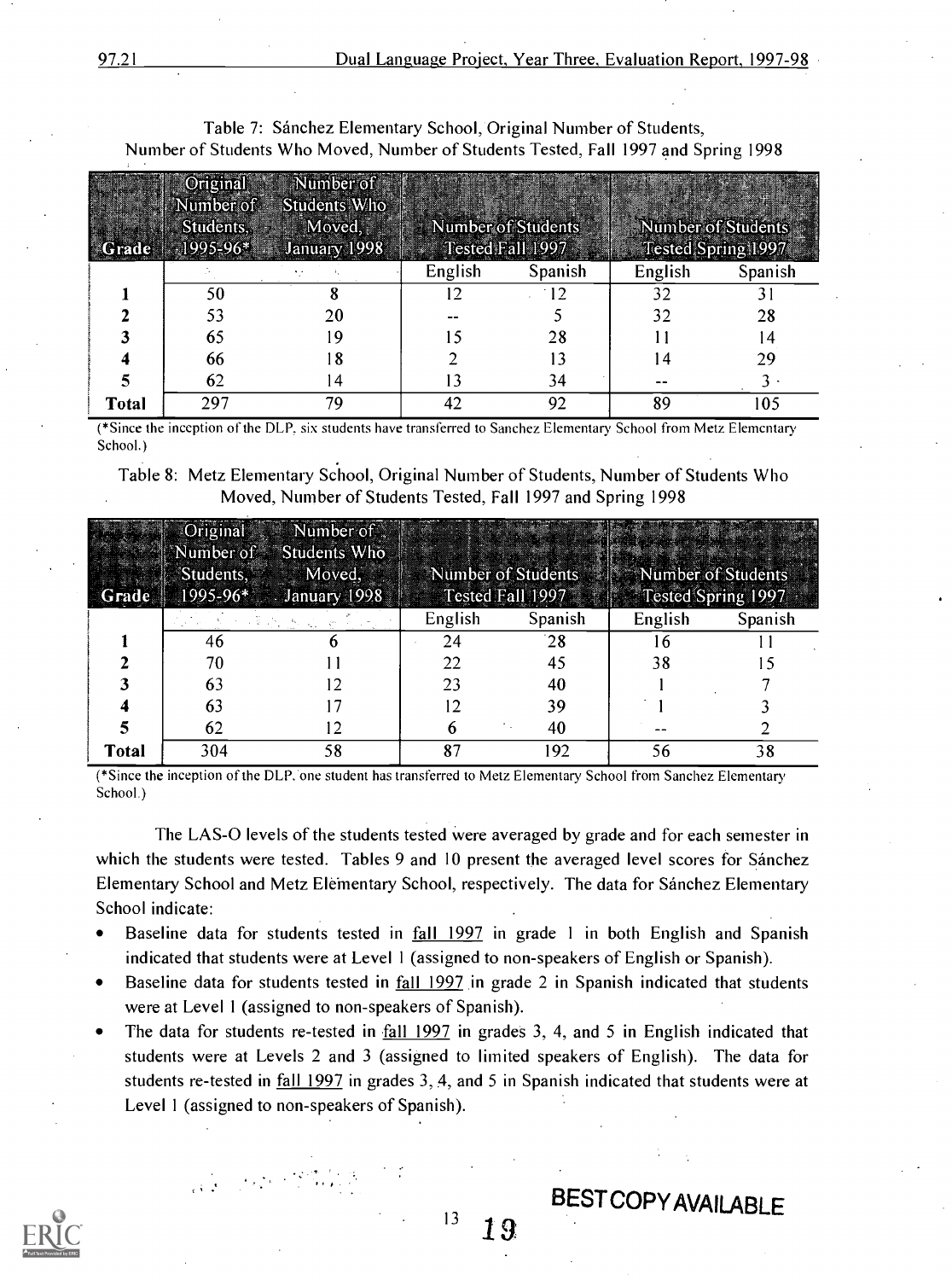Table 7: Sánchez Elementary School, Original Number of Students, Number of Students Who Moved, Number of Students Tested, Fall 1997 and Spring 1998

| Grade | Original Number of Students, 1995-96* | Number of Students Who Moved, January 1998 | Number of Students Tested Fall 1997 | | Number of Students Tested Spring 1997 | |
|---|---|---|---|---|---|---|
| | | | English | Spanish | English | Spanish |
| 1 | 50 | 8 | 12 | 12 | 32 | 31 |
| 2 | 53 | 20 | -- | 5 | 32 | 28 |
| 3 | 65 | 19 | 15 | 28 | 11 | 14 |
| 4 | 66 | 18 | 2 | 13 | 14 | 29 |
| 5 | 62 | 14 | 13 | 34 | -- | 3 |
| Total | 297 | 79 | 42 | 92 | 89 | 105 |

(*Since the inception of the DLP, six students have transferred to Sanchez Elementary School from Metz Elementary School.)

Table 8: Metz Elementary School, Original Number of Students, Number of Students Who Moved, Number of Students Tested, Fall 1997 and Spring 1998

| Grade | Original Number of Students, 1995-96* | Number of Students Who Moved, January 1998 | Number of Students Tested Fall 1997 | | Number of Students Tested Spring 1997 | |
|---|---|---|---|---|---|---|
| | | | English | Spanish | English | Spanish |
| 1 | 46 | 6 | 24 | 28 | 16 | 11 |
| 2 | 70 | 11 | 22 | 45 | 38 | 15 |
| 3 | 63 | 12 | 23 | 40 | 1 | 7 |
| 4 | 63 | 17 | 12 | 39 | 1 | 3 |
| 5 | 62 | 12 | 6 | 40 | -- | 2 |
| Total | 304 | 58 | 87 | 192 | 56 | 38 |

(*Since the inception of the DLP, one student has transferred to Metz Elementary School from Sanchez Elementary School.)

The LAS-O levels of the students tested were averaged by grade and for each semester in which the students were tested. Tables 9 and 10 present the averaged level scores for Sánchez Elementary School and Metz Elementary School, respectively. The data for Sánchez Elementary School indicate:

- Baseline data for students tested in fall 1997 in grade 1 in both English and Spanish indicated that students were at Level 1 (assigned to non-speakers of English or Spanish).
- Baseline data for students tested in fall 1997 in grade 2 in Spanish indicated that students were at Level 1 (assigned to non-speakers of Spanish).
- The data for students re-tested in fall 1997 in grades 3, 4, and 5 in English indicated that students were at Levels 2 and 3 (assigned to limited speakers of English). The data for students re-tested in fall 1997 in grades 3, 4, and 5 in Spanish indicated that students were at Level 1 (assigned to non-speakers of Spanish).

BEST COPY AVAILABLE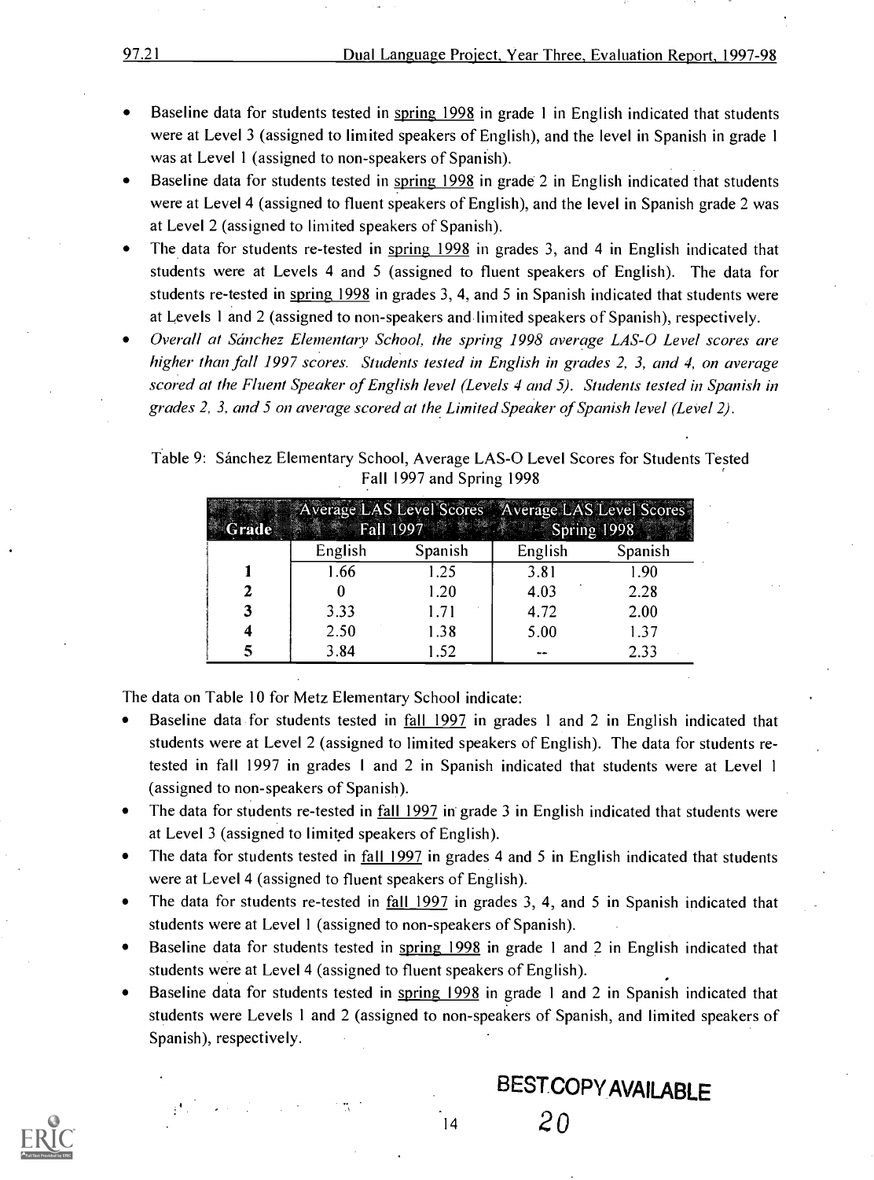- Baseline data for students tested in spring 1998 in grade 1 in English indicated that students were at Level 3 (assigned to limited speakers of English), and the level in Spanish in grade 1 was at Level 1 (assigned to non-speakers of Spanish).
- Baseline data for students tested in spring 1998 in grade 2 in English indicated that students were at Level 4 (assigned to fluent speakers of English), and the level in Spanish grade 2 was at Level 2 (assigned to limited speakers of Spanish).
- The data for students re-tested in spring 1998 in grades 3, and 4 in English indicated that students were at Levels 4 and 5 (assigned to fluent speakers of English). The data for students re-tested in spring 1998 in grades 3, 4, and 5 in Spanish indicated that students were at Levels 1 and 2 (assigned to non-speakers and limited speakers of Spanish), respectively.
- *Overall at Sánchez Elementary School, the spring 1998 average LAS-O Level scores are higher than fall 1997 scores. Students tested in English in grades 2, 3, and 4, on average scored at the Fluent Speaker of English level (Levels 4 and 5). Students tested in Spanish in grades 2, 3, and 5 on average scored at the Limited Speaker of Spanish level (Level 2).*

Table 9: Sánchez Elementary School, Average LAS-O Level Scores for Students Tested Fall 1997 and Spring 1998

| Grade | Average LAS Level Scores Fall 1997 | | Average LAS Level Scores Spring 1998 | |
|---|---|---|---|---|
| | English | Spanish | English | Spanish |
| **1** | 1.66 | 1.25 | 3.81 | 1.90 |
| **2** | 0 | 1.20 | 4.03 | 2.28 |
| **3** | 3.33 | 1.71 | 4.72 | 2.00 |
| **4** | 2.50 | 1.38 | 5.00 | 1.37 |
| **5** | 3.84 | 1.52 | -- | 2.33 |

The data on Table 10 for Metz Elementary School indicate:

- Baseline data for students tested in fall 1997 in grades 1 and 2 in English indicated that students were at Level 2 (assigned to limited speakers of English). The data for students re-tested in fall 1997 in grades 1 and 2 in Spanish indicated that students were at Level 1 (assigned to non-speakers of Spanish).
- The data for students re-tested in fall 1997 in grade 3 in English indicated that students were at Level 3 (assigned to limited speakers of English).
- The data for students tested in fall 1997 in grades 4 and 5 in English indicated that students were at Level 4 (assigned to fluent speakers of English).
- The data for students re-tested in fall 1997 in grades 3, 4, and 5 in Spanish indicated that students were at Level 1 (assigned to non-speakers of Spanish).
- Baseline data for students tested in spring 1998 in grade 1 and 2 in English indicated that students were at Level 4 (assigned to fluent speakers of English).
- Baseline data for students tested in spring 1998 in grade 1 and 2 in Spanish indicated that students were Levels 1 and 2 (assigned to non-speakers of Spanish, and limited speakers of Spanish), respectively.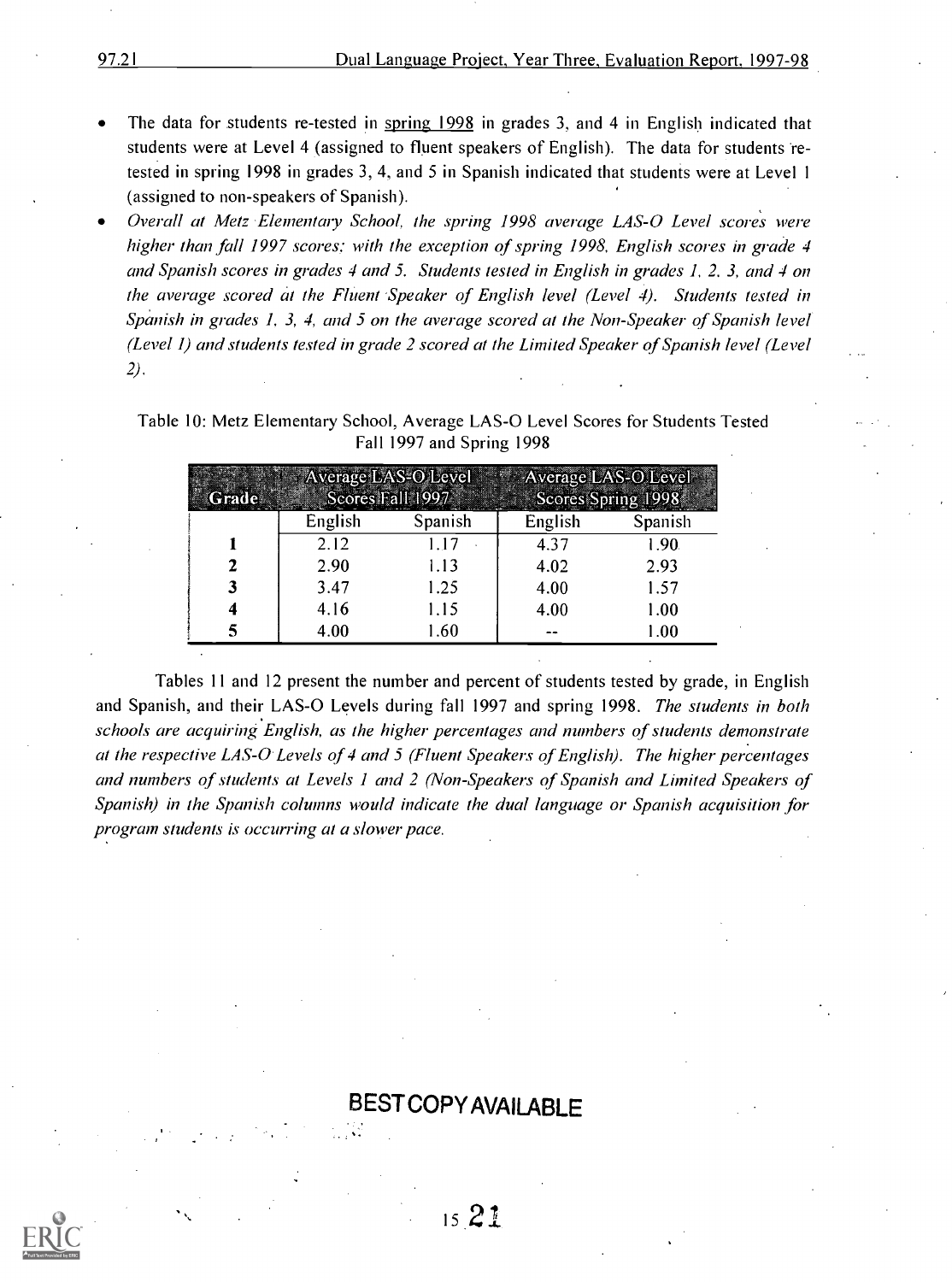- The data for students re-tested in spring 1998 in grades 3, and 4 in English indicated that students were at Level 4 (assigned to fluent speakers of English). The data for students re-tested in spring 1998 in grades 3, 4, and 5 in Spanish indicated that students were at Level 1 (assigned to non-speakers of Spanish).
- *Overall at Metz Elementary School, the spring 1998 average LAS-O Level scores were higher than fall 1997 scores: with the exception of spring 1998, English scores in grade 4 and Spanish scores in grades 4 and 5. Students tested in English in grades 1, 2, 3, and 4 on the average scored at the Fluent Speaker of English level (Level 4). Students tested in Spanish in grades 1, 3, 4, and 5 on the average scored at the Non-Speaker of Spanish level (Level 1) and students tested in grade 2 scored at the Limited Speaker of Spanish level (Level 2).*

Table 10: Metz Elementary School, Average LAS-O Level Scores for Students Tested Fall 1997 and Spring 1998

| Grade | Average LAS-O Level Scores Fall 1997 | | Average LAS-O Level Scores Spring 1998 | |
|---|---|---|---|---|
| | English | Spanish | English | Spanish |
| **1** | 2.12 | 1.17 | 4.37 | 1.90 |
| **2** | 2.90 | 1.13 | 4.02 | 2.93 |
| **3** | 3.47 | 1.25 | 4.00 | 1.57 |
| **4** | 4.16 | 1.15 | 4.00 | 1.00 |
| **5** | 4.00 | 1.60 | -- | 1.00 |

Tables 11 and 12 present the number and percent of students tested by grade, in English and Spanish, and their LAS-O Levels during fall 1997 and spring 1998. *The students in both schools are acquiring English, as the higher percentages and numbers of students demonstrate at the respective LAS-O Levels of 4 and 5 (Fluent Speakers of English). The higher percentages and numbers of students at Levels 1 and 2 (Non-Speakers of Spanish and Limited Speakers of Spanish) in the Spanish columns would indicate the dual language or Spanish acquisition for program students is occurring at a slower pace.*

BEST COPY AVAILABLE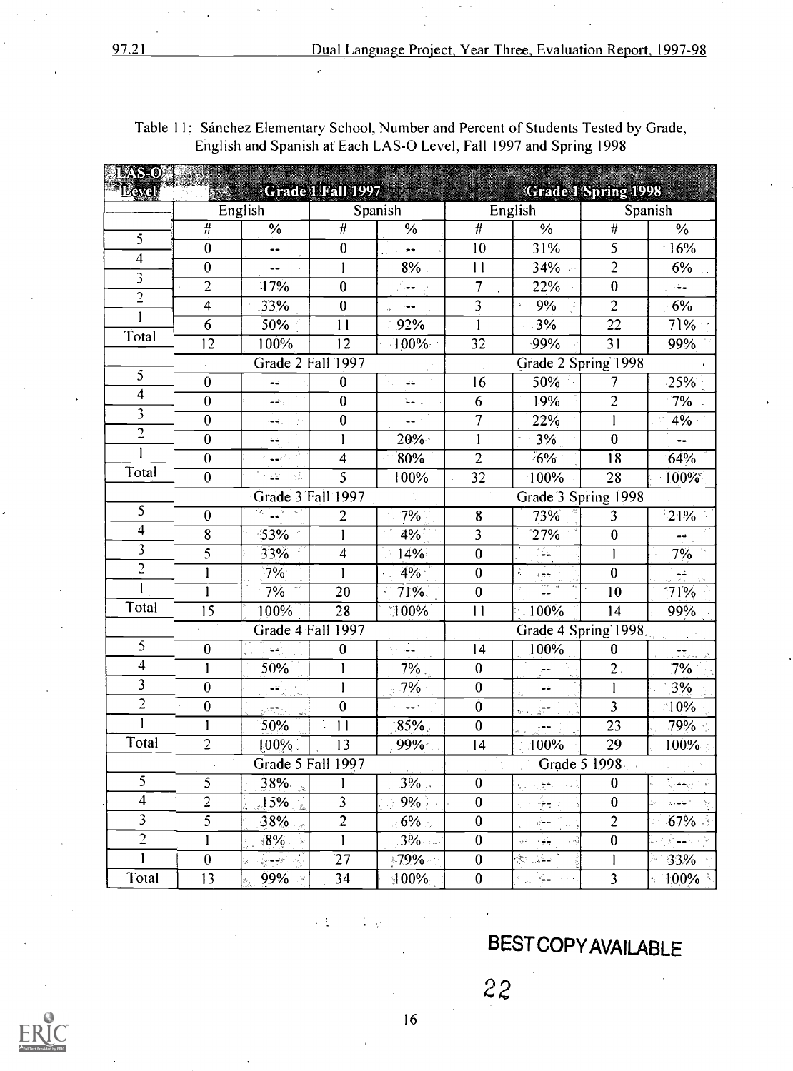Table 11: Sánchez Elementary School, Number and Percent of Students Tested by Grade, English and Spanish at Each LAS-O Level, Fall 1997 and Spring 1998

| LAS-O Level | Grade 1 Fall 1997 | | | | Grade 1 Spring 1998 | | | |
|---|---|---|---|---|---|---|---|---|
| | English | | Spanish | | English | | Spanish | |
| | # | % | # | % | # | % | # | % |
| 5 | 0 | -- | 0 | -- | 10 | 31% | 5 | 16% |
| 4 | 0 | -- | 1 | 8% | 11 | 34% | 2 | 6% |
| 3 | 2 | 17% | 0 | -- | 7 | 22% | 0 | -- |
| 2 | 4 | 33% | 0 | -- | 3 | 9% | 2 | 6% |
| 1 | 6 | 50% | 11 | 92% | 1 | 3% | 22 | 71% |
| Total | 12 | 100% | 12 | 100% | 32 | 99% | 31 | 99% |
| | Grade 2 Fall 1997 | | | | Grade 2 Spring 1998 | | | |
| 5 | 0 | -- | 0 | -- | 16 | 50% | 7 | 25% |
| 4 | 0 | -- | 0 | -- | 6 | 19% | 2 | 7% |
| 3 | 0 | -- | 0 | -- | 7 | 22% | 1 | 4% |
| 2 | 0 | -- | 1 | 20% | 1 | 3% | 0 | -- |
| 1 | 0 | -- | 4 | 80% | 2 | 6% | 18 | 64% |
| Total | 0 | -- | 5 | 100% | 32 | 100% | 28 | 100% |
| | Grade 3 Fall 1997 | | | | Grade 3 Spring 1998 | | | |
| 5 | 0 | -- | 2 | 7% | 8 | 73% | 3 | 21% |
| 4 | 8 | 53% | 1 | 4% | 3 | 27% | 0 | -- |
| 3 | 5 | 33% | 4 | 14% | 0 | -- | 1 | 7% |
| 2 | 1 | 7% | 1 | 4% | 0 | -- | 0 | -- |
| 1 | 1 | 7% | 20 | 71% | 0 | -- | 10 | 71% |
| Total | 15 | 100% | 28 | 100% | 11 | 100% | 14 | 99% |
| | Grade 4 Fall 1997 | | | | Grade 4 Spring 1998 | | | |
| 5 | 0 | -- | 0 | -- | 14 | 100% | 0 | -- |
| 4 | 1 | 50% | 1 | 7% | 0 | -- | 2 | 7% |
| 3 | 0 | -- | 1 | 7% | 0 | -- | 1 | 3% |
| 2 | 0 | -- | 0 | -- | 0 | -- | 3 | 10% |
| 1 | 1 | 50% | 11 | 85% | 0 | -- | 23 | 79% |
| Total | 2 | 100% | 13 | 99% | 14 | 100% | 29 | 100% |
| | Grade 5 Fall 1997 | | | | Grade 5 1998 | | | |
| 5 | 5 | 38% | 1 | 3% | 0 | -- | 0 | -- |
| 4 | 2 | 15% | 3 | 9% | 0 | -- | 0 | -- |
| 3 | 5 | 38% | 2 | 6% | 0 | -- | 2 | 67% |
| 2 | 1 | 8% | 1 | 3% | 0 | -- | 0 | -- |
| 1 | 0 | -- | 27 | 79% | 0 | -- | 1 | 33% |
| Total | 13 | 99% | 34 | 100% | 0 | -- | 3 | 100% |

BEST COPY AVAILABLE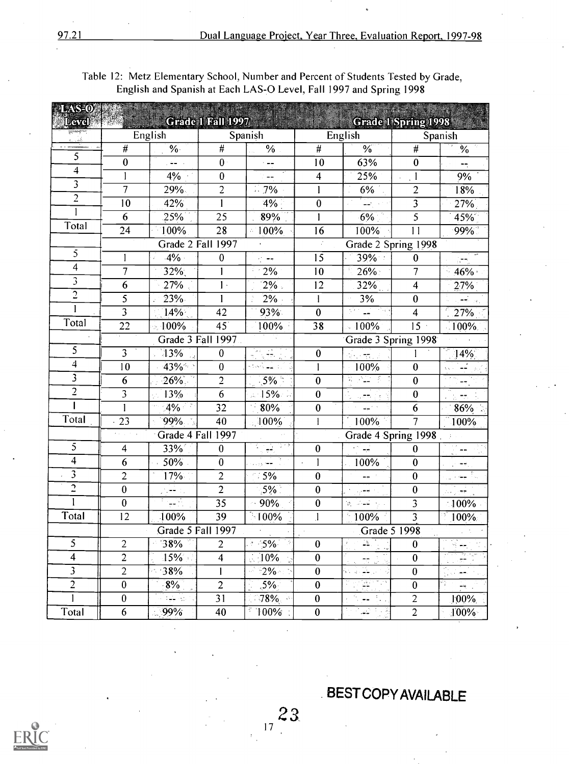Table 12: Metz Elementary School, Number and Percent of Students Tested by Grade, English and Spanish at Each LAS-O Level, Fall 1997 and Spring 1998

| LAS-O Level | Grade 1 Fall 1997 | | | | Grade 1 Spring 1998 | | | |
|---|---|---|---|---|---|---|---|---|
| | English | | Spanish | | English | | Spanish | |
| | # | % | # | % | # | % | # | % |
| 5 | 0 | -- | 0 | -- | 10 | 63% | 0 | -- |
| 4 | 1 | 4% | 0 | -- | 4 | 25% | 1 | 9% |
| 3 | 7 | 29% | 2 | 7% | 1 | 6% | 2 | 18% |
| 2 | 10 | 42% | 1 | 4% | 0 | -- | 3 | 27% |
| 1 | 6 | 25% | 25 | 89% | 1 | 6% | 5 | 45% |
| Total | 24 | 100% | 28 | 100% | 16 | 100% | 11 | 99% |
| | Grade 2 Fall 1997 | | | | Grade 2 Spring 1998 | | | |
| 5 | 1 | 4% | 0 | -- | 15 | 39% | 0 | -- |
| 4 | 7 | 32% | 1 | 2% | 10 | 26% | 7 | 46% |
| 3 | 6 | 27% | 1 | 2% | 12 | 32% | 4 | 27% |
| 2 | 5 | 23% | 1 | 2% | 1 | 3% | 0 | -- |
| 1 | 3 | 14% | 42 | 93% | 0 | -- | 4 | 27% |
| Total | 22 | 100% | 45 | 100% | 38 | 100% | 15 | 100% |
| | Grade 3 Fall 1997 | | | | Grade 3 Spring 1998 | | | |
| 5 | 3 | 13% | 0 | -- | 0 | -- | 1 | 14% |
| 4 | 10 | 43% | 0 | -- | 1 | 100% | 0 | -- |
| 3 | 6 | 26% | 2 | 5% | 0 | -- | 0 | -- |
| 2 | 3 | 13% | 6 | 15% | 0 | -- | 0 | -- |
| 1 | 1 | 4% | 32 | 80% | 0 | -- | 6 | 86% |
| Total | 23 | 99% | 40 | 100% | 1 | 100% | 7 | 100% |
| | Grade 4 Fall 1997 | | | | Grade 4 Spring 1998 | | | |
| 5 | 4 | 33% | 0 | -- | 0 | -- | 0 | -- |
| 4 | 6 | 50% | 0 | -- | 1 | 100% | 0 | -- |
| 3 | 2 | 17% | 2 | 5% | 0 | -- | 0 | -- |
| 2 | 0 | -- | 2 | 5% | 0 | -- | 0 | -- |
| 1 | 0 | -- | 35 | 90% | 0 | -- | 3 | 100% |
| Total | 12 | 100% | 39 | 100% | 1 | 100% | 3 | 100% |
| | Grade 5 Fall 1997 | | | | Grade 5 1998 | | | |
| 5 | 2 | 38% | 2 | 5% | 0 | -- | 0 | -- |
| 4 | 2 | 15% | 4 | 10% | 0 | -- | 0 | -- |
| 3 | 2 | 38% | 1 | 2% | 0 | -- | 0 | -- |
| 2 | 0 | 8% | 2 | 5% | 0 | -- | 0 | -- |
| 1 | 0 | -- | 31 | 78% | 0 | -- | 2 | 100% |
| Total | 6 | 99% | 40 | 100% | 0 | -- | 2 | 100% |

BEST COPY AVAILABLE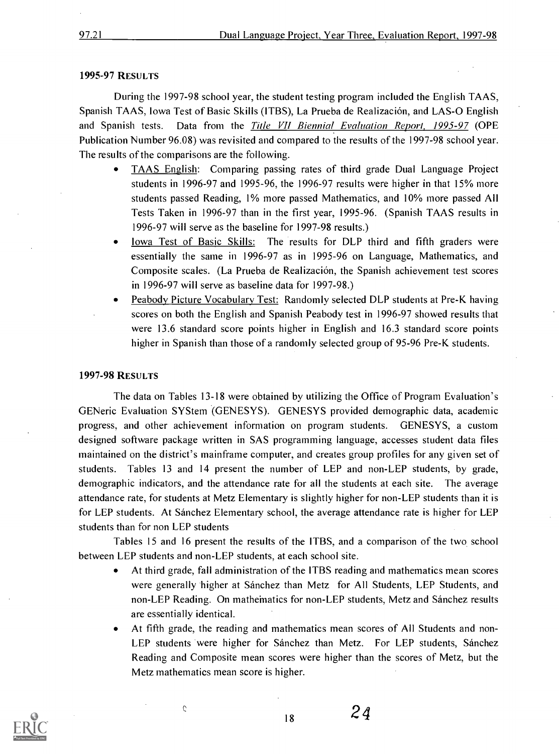### 1995-97 RESULTS

During the 1997-98 school year, the student testing program included the English TAAS, Spanish TAAS, Iowa Test of Basic Skills (ITBS), La Prueba de Realización, and LAS-O English and Spanish tests. Data from the *Title VII Biennial Evaluation Report, 1995-97* (OPE Publication Number 96.08) was revisited and compared to the results of the 1997-98 school year. The results of the comparisons are the following.

- TAAS English: Comparing passing rates of third grade Dual Language Project students in 1996-97 and 1995-96, the 1996-97 results were higher in that 15% more students passed Reading, 1% more passed Mathematics, and 10% more passed All Tests Taken in 1996-97 than in the first year, 1995-96. (Spanish TAAS results in 1996-97 will serve as the baseline for 1997-98 results.)
- Iowa Test of Basic Skills: The results for DLP third and fifth graders were essentially the same in 1996-97 as in 1995-96 on Language, Mathematics, and Composite scales. (La Prueba de Realización, the Spanish achievement test scores in 1996-97 will serve as baseline data for 1997-98.)
- Peabody Picture Vocabulary Test: Randomly selected DLP students at Pre-K having scores on both the English and Spanish Peabody test in 1996-97 showed results that were 13.6 standard score points higher in English and 16.3 standard score points higher in Spanish than those of a randomly selected group of 95-96 Pre-K students.

### 1997-98 RESULTS

The data on Tables 13-18 were obtained by utilizing the Office of Program Evaluation's GENeric Evaluation SYStem (GENESYS). GENESYS provided demographic data, academic progress, and other achievement information on program students. GENESYS, a custom designed software package written in SAS programming language, accesses student data files maintained on the district's mainframe computer, and creates group profiles for any given set of students. Tables 13 and 14 present the number of LEP and non-LEP students, by grade, demographic indicators, and the attendance rate for all the students at each site. The average attendance rate, for students at Metz Elementary is slightly higher for non-LEP students than it is for LEP students. At Sánchez Elementary school, the average attendance rate is higher for LEP students than for non LEP students

Tables 15 and 16 present the results of the ITBS, and a comparison of the two school between LEP students and non-LEP students, at each school site.

- At third grade, fall administration of the ITBS reading and mathematics mean scores were generally higher at Sánchez than Metz for All Students, LEP Students, and non-LEP Reading. On mathematics for non-LEP students, Metz and Sánchez results are essentially identical.
- At fifth grade, the reading and mathematics mean scores of All Students and non-LEP students were higher for Sánchez than Metz. For LEP students, Sánchez Reading and Composite mean scores were higher than the scores of Metz, but the Metz mathematics mean score is higher.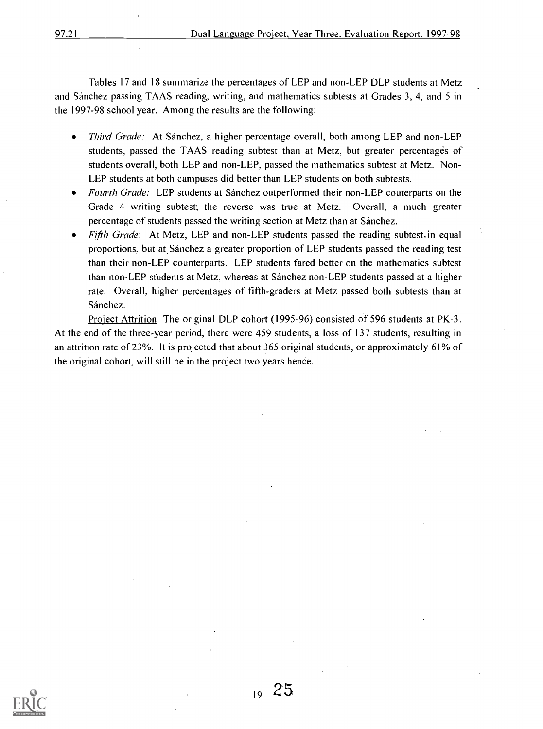Tables 17 and 18 summarize the percentages of LEP and non-LEP DLP students at Metz and Sánchez passing TAAS reading, writing, and mathematics subtests at Grades 3, 4, and 5 in the 1997-98 school year. Among the results are the following:

- *Third Grade:* At Sánchez, a higher percentage overall, both among LEP and non-LEP students, passed the TAAS reading subtest than at Metz, but greater percentages of students overall, both LEP and non-LEP, passed the mathematics subtest at Metz. Non-LEP students at both campuses did better than LEP students on both subtests.
- *Fourth Grade:* LEP students at Sánchez outperformed their non-LEP couterparts on the Grade 4 writing subtest; the reverse was true at Metz. Overall, a much greater percentage of students passed the writing section at Metz than at Sánchez.
- *Fifth Grade*: At Metz, LEP and non-LEP students passed the reading subtest in equal proportions, but at Sánchez a greater proportion of LEP students passed the reading test than their non-LEP counterparts. LEP students fared better on the mathematics subtest than non-LEP students at Metz, whereas at Sánchez non-LEP students passed at a higher rate. Overall, higher percentages of fifth-graders at Metz passed both subtests than at Sánchez.

Project Attrition The original DLP cohort (1995-96) consisted of 596 students at PK-3. At the end of the three-year period, there were 459 students, a loss of 137 students, resulting in an attrition rate of 23%. It is projected that about 365 original students, or approximately 61% of the original cohort, will still be in the project two years hence.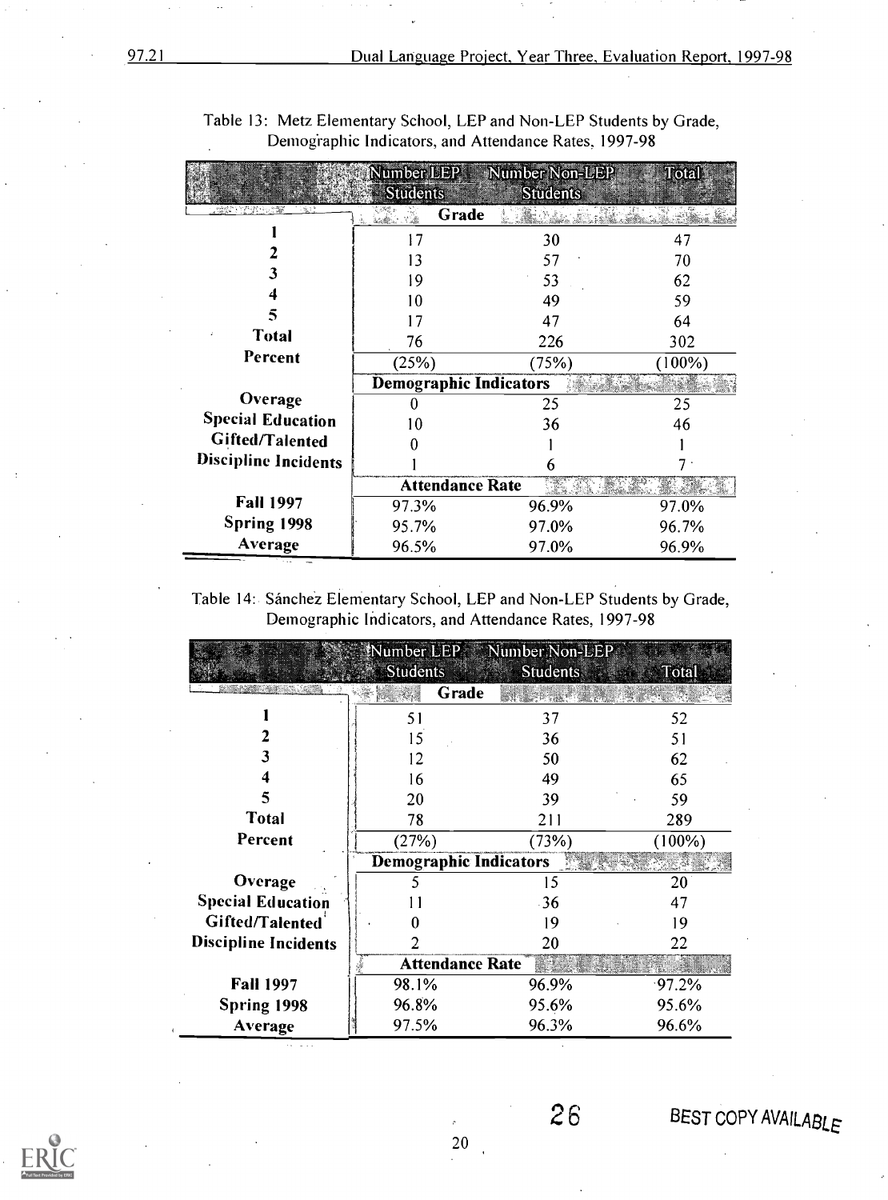Table 13: Metz Elementary School, LEP and Non-LEP Students by Grade, Demographic Indicators, and Attendance Rates, 1997-98

| | Number LEP Students | Number Non-LEP Students | Total |
|---|---|---|---|
| | **Grade** | | |
| **1** | 17 | 30 | 47 |
| **2** | 13 | 57 | 70 |
| **3** | 19 | 53 | 62 |
| **4** | 10 | 49 | 59 |
| **5** | 17 | 47 | 64 |
| **Total** | 76 | 226 | 302 |
| **Percent** | (25%) | (75%) | (100%) |
| | **Demographic Indicators** | | |
| **Overage** | 0 | 25 | 25 |
| **Special Education** | 10 | 36 | 46 |
| **Gifted/Talented** | 0 | 1 | 1 |
| **Discipline Incidents** | 1 | 6 | 7 |
| | **Attendance Rate** | | |
| **Fall 1997** | 97.3% | 96.9% | 97.0% |
| **Spring 1998** | 95.7% | 97.0% | 96.7% |
| **Average** | 96.5% | 97.0% | 96.9% |

Table 14: Sánchez Elementary School, LEP and Non-LEP Students by Grade, Demographic Indicators, and Attendance Rates, 1997-98

| | Number LEP Students | Number Non-LEP Students | Total |
|---|---|---|---|
| | **Grade** | | |
| **1** | 51 | 37 | 52 |
| **2** | 15 | 36 | 51 |
| **3** | 12 | 50 | 62 |
| **4** | 16 | 49 | 65 |
| **5** | 20 | 39 | 59 |
| **Total** | 78 | 211 | 289 |
| **Percent** | (27%) | (73%) | (100%) |
| | **Demographic Indicators** | | |
| **Overage** | 5 | 15 | 20 |
| **Special Education** | 11 | 36 | 47 |
| **Gifted/Talented** | 0 | 19 | 19 |
| **Discipline Incidents** | 2 | 20 | 22 |
| | **Attendance Rate** | | |
| **Fall 1997** | 98.1% | 96.9% | 97.2% |
| **Spring 1998** | 96.8% | 95.6% | 95.6% |
| **Average** | 97.5% | 96.3% | 96.6% |

BEST COPY AVAILABLE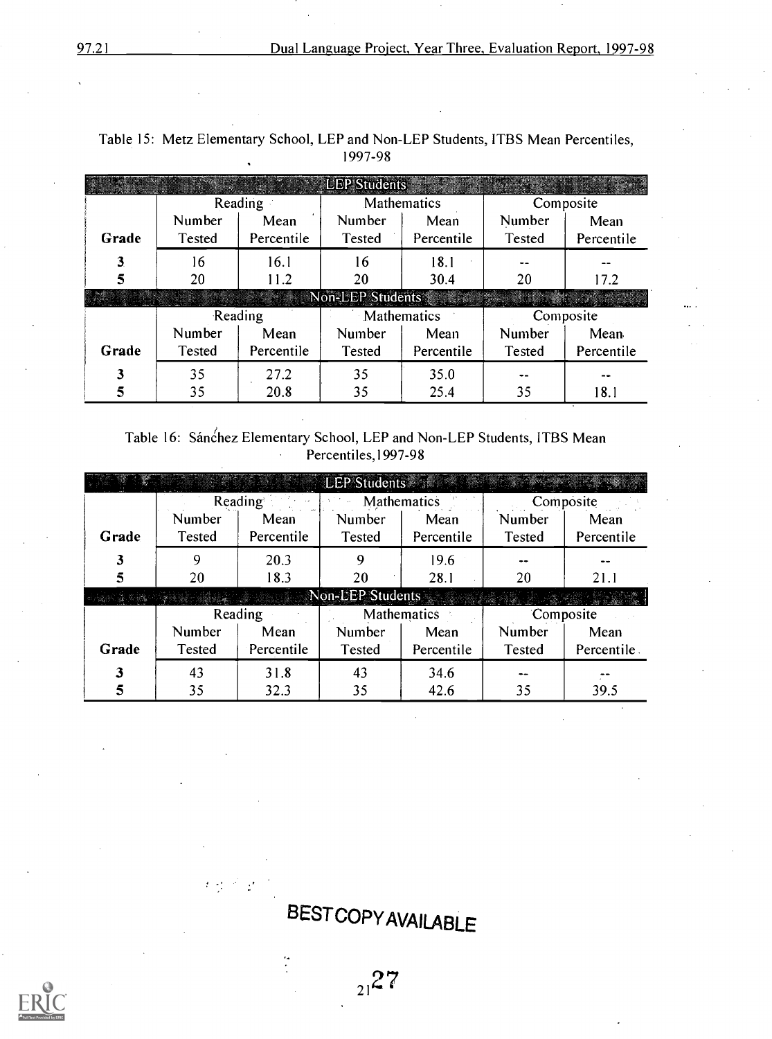Table 15: Metz Elementary School, LEP and Non-LEP Students, ITBS Mean Percentiles, 1997-98

| LEP Students | | | | | | |
|---|---|---|---|---|---|---|
| | Reading | | Mathematics | | Composite | |
| Grade | Number Tested | Mean Percentile | Number Tested | Mean Percentile | Number Tested | Mean Percentile |
| 3 | 16 | 16.1 | 16 | 18.1 | -- | -- |
| 5 | 20 | 11.2 | 20 | 30.4 | 20 | 17.2 |
| **Non-LEP Students** | | | | | | |
| | Reading | | Mathematics | | Composite | |
| Grade | Number Tested | Mean Percentile | Number Tested | Mean Percentile | Number Tested | Mean Percentile |
| 3 | 35 | 27.2 | 35 | 35.0 | -- | -- |
| 5 | 35 | 20.8 | 35 | 25.4 | 35 | 18.1 |

Table 16: Sánchez Elementary School, LEP and Non-LEP Students, ITBS Mean Percentiles,1997-98

| LEP Students | | | | | | |
|---|---|---|---|---|---|---|
| | Reading | | Mathematics | | Composite | |
| Grade | Number Tested | Mean Percentile | Number Tested | Mean Percentile | Number Tested | Mean Percentile |
| 3 | 9 | 20.3 | 9 | 19.6 | -- | -- |
| 5 | 20 | 18.3 | 20 | 28.1 | 20 | 21.1 |
| **Non-LEP Students** | | | | | | |
| | Reading | | Mathematics | | Composite | |
| Grade | Number Tested | Mean Percentile | Number Tested | Mean Percentile | Number Tested | Mean Percentile |
| 3 | 43 | 31.8 | 43 | 34.6 | -- | -- |
| 5 | 35 | 32.3 | 35 | 42.6 | 35 | 39.5 |

BEST COPY AVAILABLE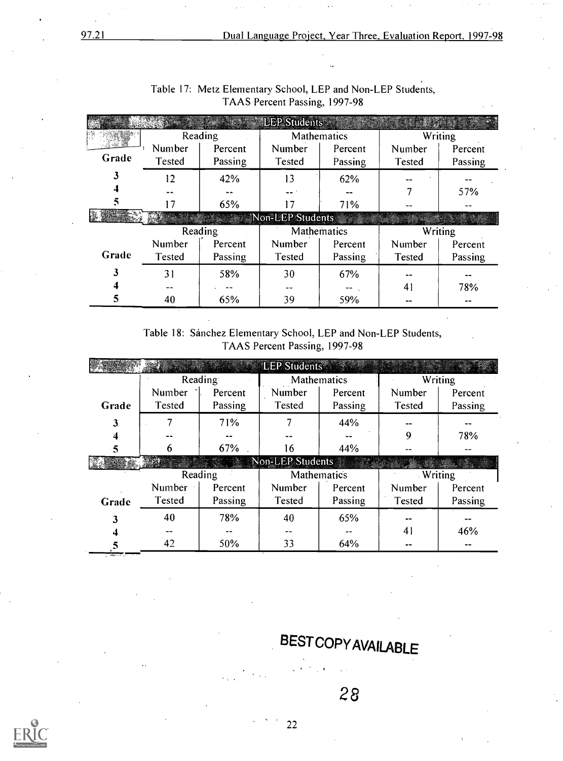Table 17: Metz Elementary School, LEP and Non-LEP Students, TAAS Percent Passing, 1997-98

| | LEP Students | | | | | |
|---|---|---|---|---|---|---|
| | Reading | | Mathematics | | Writing | |
| Grade | Number Tested | Percent Passing | Number Tested | Percent Passing | Number Tested | Percent Passing |
| 3 | 12 | 42% | 13 | 62% | -- | -- |
| 4 | -- | -- | -- | -- | 7 | 57% |
| 5 | 17 | 65% | 17 | 71% | -- | -- |
| | **Non-LEP Students** | | | | | |
| | Reading | | Mathematics | | Writing | |
| Grade | Number Tested | Percent Passing | Number Tested | Percent Passing | Number Tested | Percent Passing |
| 3 | 31 | 58% | 30 | 67% | -- | -- |
| 4 | -- | -- | -- | -- | 41 | 78% |
| 5 | 40 | 65% | 39 | 59% | -- | -- |

Table 18: Sánchez Elementary School, LEP and Non-LEP Students, TAAS Percent Passing, 1997-98

| | LEP Students | | | | | |
|---|---|---|---|---|---|---|
| | Reading | | Mathematics | | Writing | |
| Grade | Number Tested | Percent Passing | Number Tested | Percent Passing | Number Tested | Percent Passing |
| 3 | 7 | 71% | 7 | 44% | -- | -- |
| 4 | -- | -- | -- | -- | 9 | 78% |
| 5 | 6 | 67% | 16 | 44% | -- | -- |
| | **Non-LEP Students** | | | | | |
| | Reading | | Mathematics | | Writing | |
| Grade | Number Tested | Percent Passing | Number Tested | Percent Passing | Number Tested | Percent Passing |
| 3 | 40 | 78% | 40 | 65% | -- | -- |
| 4 | -- | -- | -- | -- | 41 | 46% |
| 5 | 42 | 50% | 33 | 64% | -- | -- |

BEST COPY AVAILABLE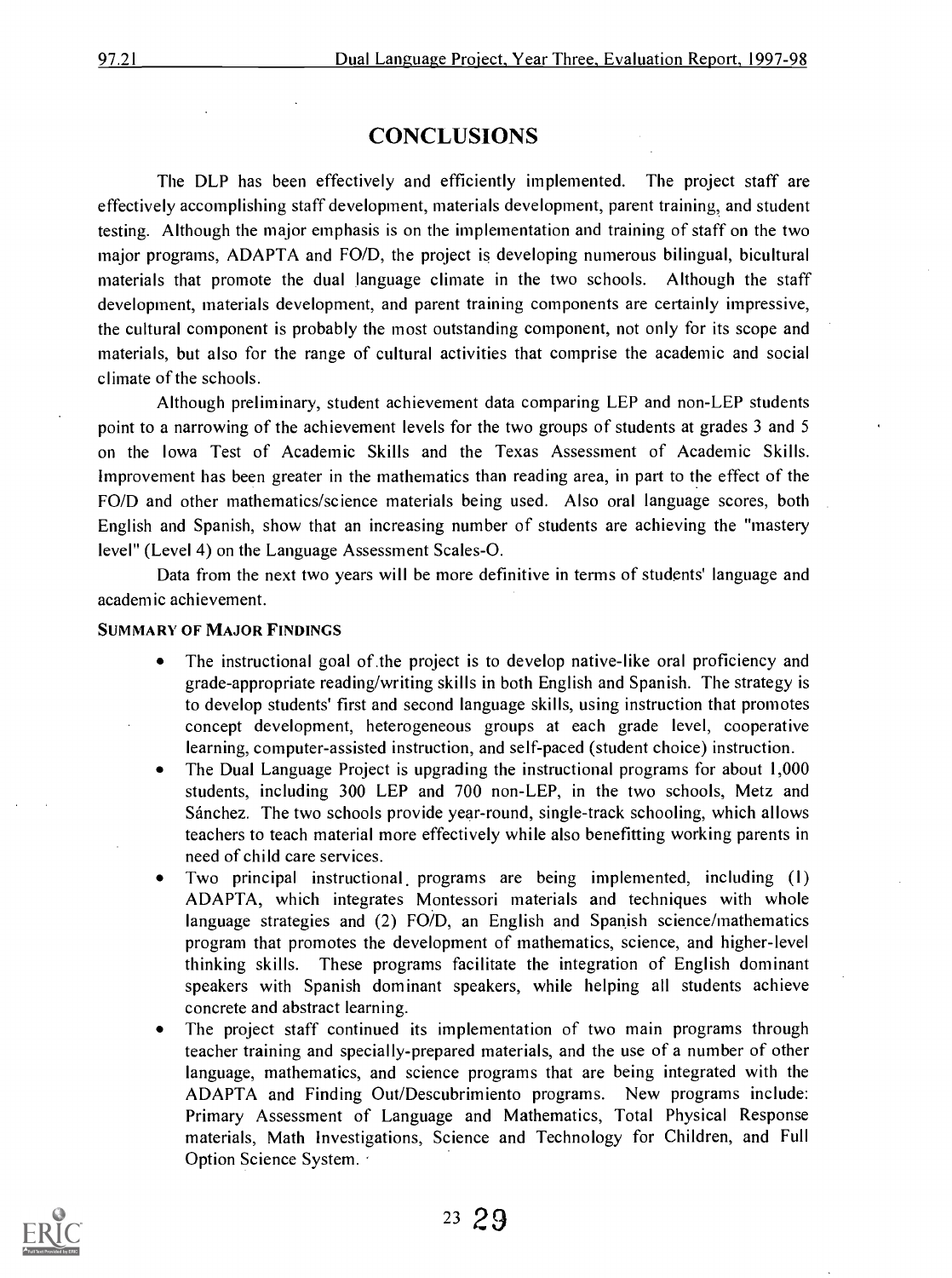# CONCLUSIONS

The DLP has been effectively and efficiently implemented. The project staff are effectively accomplishing staff development, materials development, parent training, and student testing. Although the major emphasis is on the implementation and training of staff on the two major programs, ADAPTA and FO/D, the project is developing numerous bilingual, bicultural materials that promote the dual language climate in the two schools. Although the staff development, materials development, and parent training components are certainly impressive, the cultural component is probably the most outstanding component, not only for its scope and materials, but also for the range of cultural activities that comprise the academic and social climate of the schools.

Although preliminary, student achievement data comparing LEP and non-LEP students point to a narrowing of the achievement levels for the two groups of students at grades 3 and 5 on the Iowa Test of Academic Skills and the Texas Assessment of Academic Skills. Improvement has been greater in the mathematics than reading area, in part to the effect of the FO/D and other mathematics/science materials being used. Also oral language scores, both English and Spanish, show that an increasing number of students are achieving the "mastery level" (Level 4) on the Language Assessment Scales-O.

Data from the next two years will be more definitive in terms of students' language and academic achievement.

### SUMMARY OF MAJOR FINDINGS

- The instructional goal of the project is to develop native-like oral proficiency and grade-appropriate reading/writing skills in both English and Spanish. The strategy is to develop students' first and second language skills, using instruction that promotes concept development, heterogeneous groups at each grade level, cooperative learning, computer-assisted instruction, and self-paced (student choice) instruction.
- The Dual Language Project is upgrading the instructional programs for about 1,000 students, including 300 LEP and 700 non-LEP, in the two schools, Metz and Sánchez. The two schools provide year-round, single-track schooling, which allows teachers to teach material more effectively while also benefitting working parents in need of child care services.
- Two principal instructional programs are being implemented, including (1) ADAPTA, which integrates Montessori materials and techniques with whole language strategies and (2) FO/D, an English and Spanish science/mathematics program that promotes the development of mathematics, science, and higher-level thinking skills. These programs facilitate the integration of English dominant speakers with Spanish dominant speakers, while helping all students achieve concrete and abstract learning.
- The project staff continued its implementation of two main programs through teacher training and specially-prepared materials, and the use of a number of other language, mathematics, and science programs that are being integrated with the ADAPTA and Finding Out/Descubrimiento programs. New programs include: Primary Assessment of Language and Mathematics, Total Physical Response materials, Math Investigations, Science and Technology for Children, and Full Option Science System.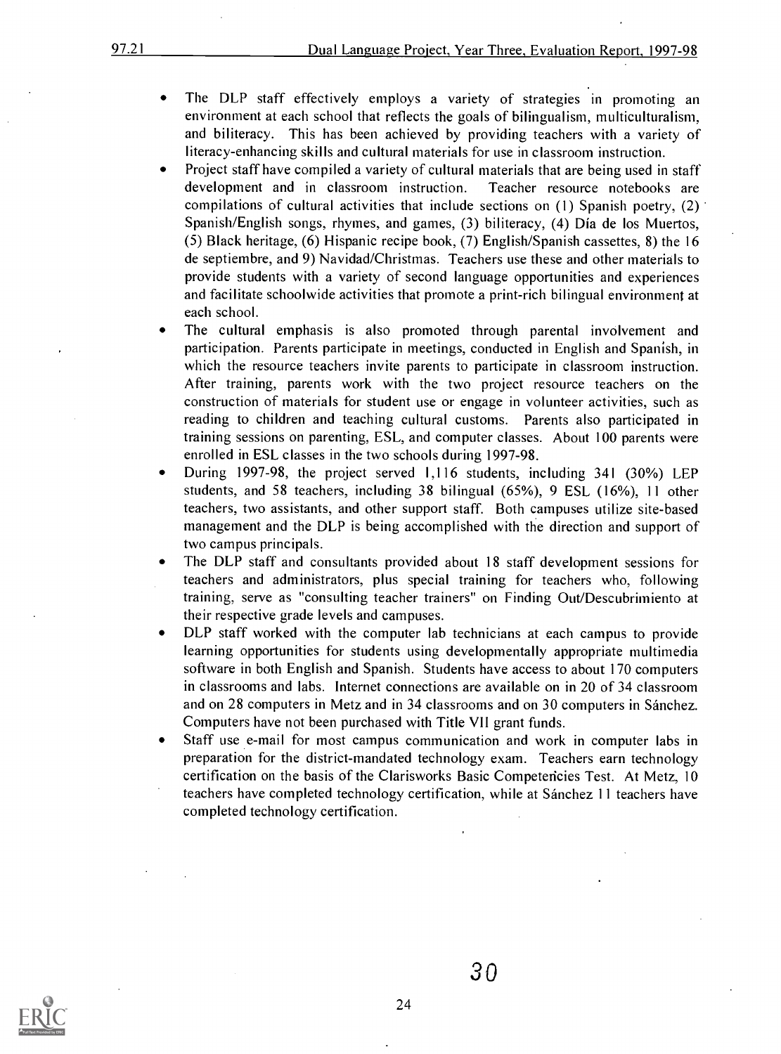- The DLP staff effectively employs a variety of strategies in promoting an environment at each school that reflects the goals of bilingualism, multiculturalism, and biliteracy. This has been achieved by providing teachers with a variety of literacy-enhancing skills and cultural materials for use in classroom instruction.
- Project staff have compiled a variety of cultural materials that are being used in staff development and in classroom instruction. Teacher resource notebooks are compilations of cultural activities that include sections on (1) Spanish poetry, (2) Spanish/English songs, rhymes, and games, (3) biliteracy, (4) Día de los Muertos, (5) Black heritage, (6) Hispanic recipe book, (7) English/Spanish cassettes, 8) the 16 de septiembre, and 9) Navidad/Christmas. Teachers use these and other materials to provide students with a variety of second language opportunities and experiences and facilitate schoolwide activities that promote a print-rich bilingual environment at each school.
- The cultural emphasis is also promoted through parental involvement and participation. Parents participate in meetings, conducted in English and Spanish, in which the resource teachers invite parents to participate in classroom instruction. After training, parents work with the two project resource teachers on the construction of materials for student use or engage in volunteer activities, such as reading to children and teaching cultural customs. Parents also participated in training sessions on parenting, ESL, and computer classes. About 100 parents were enrolled in ESL classes in the two schools during 1997-98.
- During 1997-98, the project served 1,116 students, including 341 (30%) LEP students, and 58 teachers, including 38 bilingual (65%), 9 ESL (16%), 11 other teachers, two assistants, and other support staff. Both campuses utilize site-based management and the DLP is being accomplished with the direction and support of two campus principals.
- The DLP staff and consultants provided about 18 staff development sessions for teachers and administrators, plus special training for teachers who, following training, serve as "consulting teacher trainers" on Finding Out/Descubrimiento at their respective grade levels and campuses.
- DLP staff worked with the computer lab technicians at each campus to provide learning opportunities for students using developmentally appropriate multimedia software in both English and Spanish. Students have access to about 170 computers in classrooms and labs. Internet connections are available on in 20 of 34 classroom and on 28 computers in Metz and in 34 classrooms and on 30 computers in Sánchez. Computers have not been purchased with Title VII grant funds.
- Staff use e-mail for most campus communication and work in computer labs in preparation for the district-mandated technology exam. Teachers earn technology certification on the basis of the Clarisworks Basic Competencies Test. At Metz, 10 teachers have completed technology certification, while at Sánchez 11 teachers have completed technology certification.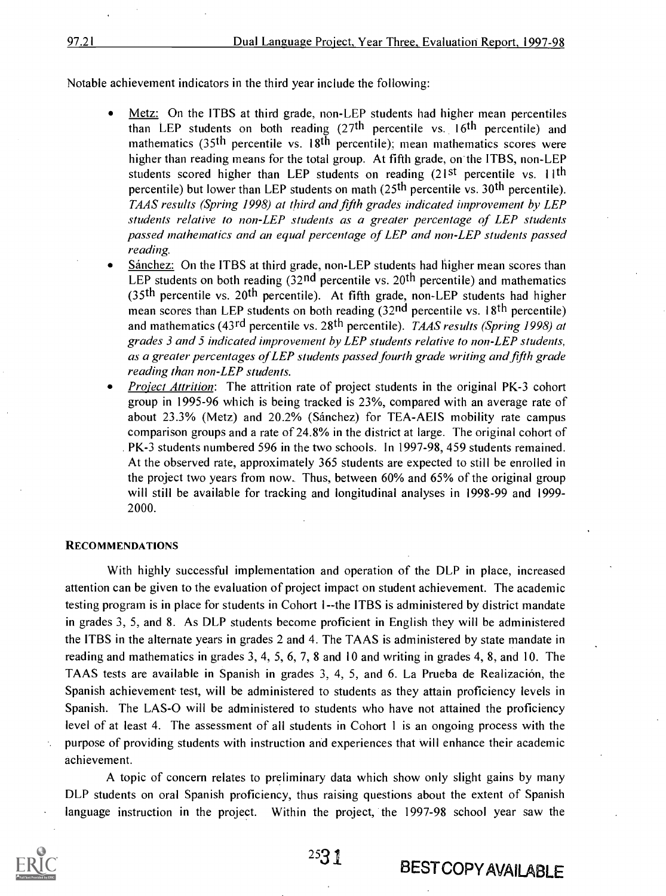Notable achievement indicators in the third year include the following:

- Metz: On the ITBS at third grade, non-LEP students had higher mean percentiles than LEP students on both reading (27th percentile vs. 16th percentile) and mathematics (35th percentile vs. 18th percentile); mean mathematics scores were higher than reading means for the total group. At fifth grade, on the ITBS, non-LEP students scored higher than LEP students on reading (21st percentile vs. 11th percentile) but lower than LEP students on math (25th percentile vs. 30th percentile). *TAAS results (Spring 1998) at third and fifth grades indicated improvement by LEP students relative to non-LEP students as a greater percentage of LEP students passed mathematics and an equal percentage of LEP and non-LEP students passed reading.*
- Sánchez: On the ITBS at third grade, non-LEP students had higher mean scores than LEP students on both reading (32nd percentile vs. 20th percentile) and mathematics (35th percentile vs. 20th percentile). At fifth grade, non-LEP students had higher mean scores than LEP students on both reading (32nd percentile vs. 18th percentile) and mathematics (43rd percentile vs. 28th percentile). *TAAS results (Spring 1998) at grades 3 and 5 indicated improvement by LEP students relative to non-LEP students, as a greater percentages of LEP students passed fourth grade writing and fifth grade reading than non-LEP students.*
- *Project Attrition*: The attrition rate of project students in the original PK-3 cohort group in 1995-96 which is being tracked is 23%, compared with an average rate of about 23.3% (Metz) and 20.2% (Sánchez) for TEA-AEIS mobility rate campus comparison groups and a rate of 24.8% in the district at large. The original cohort of PK-3 students numbered 596 in the two schools. In 1997-98, 459 students remained. At the observed rate, approximately 365 students are expected to still be enrolled in the project two years from now. Thus, between 60% and 65% of the original group will still be available for tracking and longitudinal analyses in 1998-99 and 1999-2000.

## RECOMMENDATIONS

With highly successful implementation and operation of the DLP in place, increased attention can be given to the evaluation of project impact on student achievement. The academic testing program is in place for students in Cohort 1--the ITBS is administered by district mandate in grades 3, 5, and 8. As DLP students become proficient in English they will be administered the ITBS in the alternate years in grades 2 and 4. The TAAS is administered by state mandate in reading and mathematics in grades 3, 4, 5, 6, 7, 8 and 10 and writing in grades 4, 8, and 10. The TAAS tests are available in Spanish in grades 3, 4, 5, and 6. La Prueba de Realización, the Spanish achievement test, will be administered to students as they attain proficiency levels in Spanish. The LAS-O will be administered to students who have not attained the proficiency level of at least 4. The assessment of all students in Cohort 1 is an ongoing process with the purpose of providing students with instruction and experiences that will enhance their academic achievement.

A topic of concern relates to preliminary data which show only slight gains by many DLP students on oral Spanish proficiency, thus raising questions about the extent of Spanish language instruction in the project. Within the project, the 1997-98 school year saw the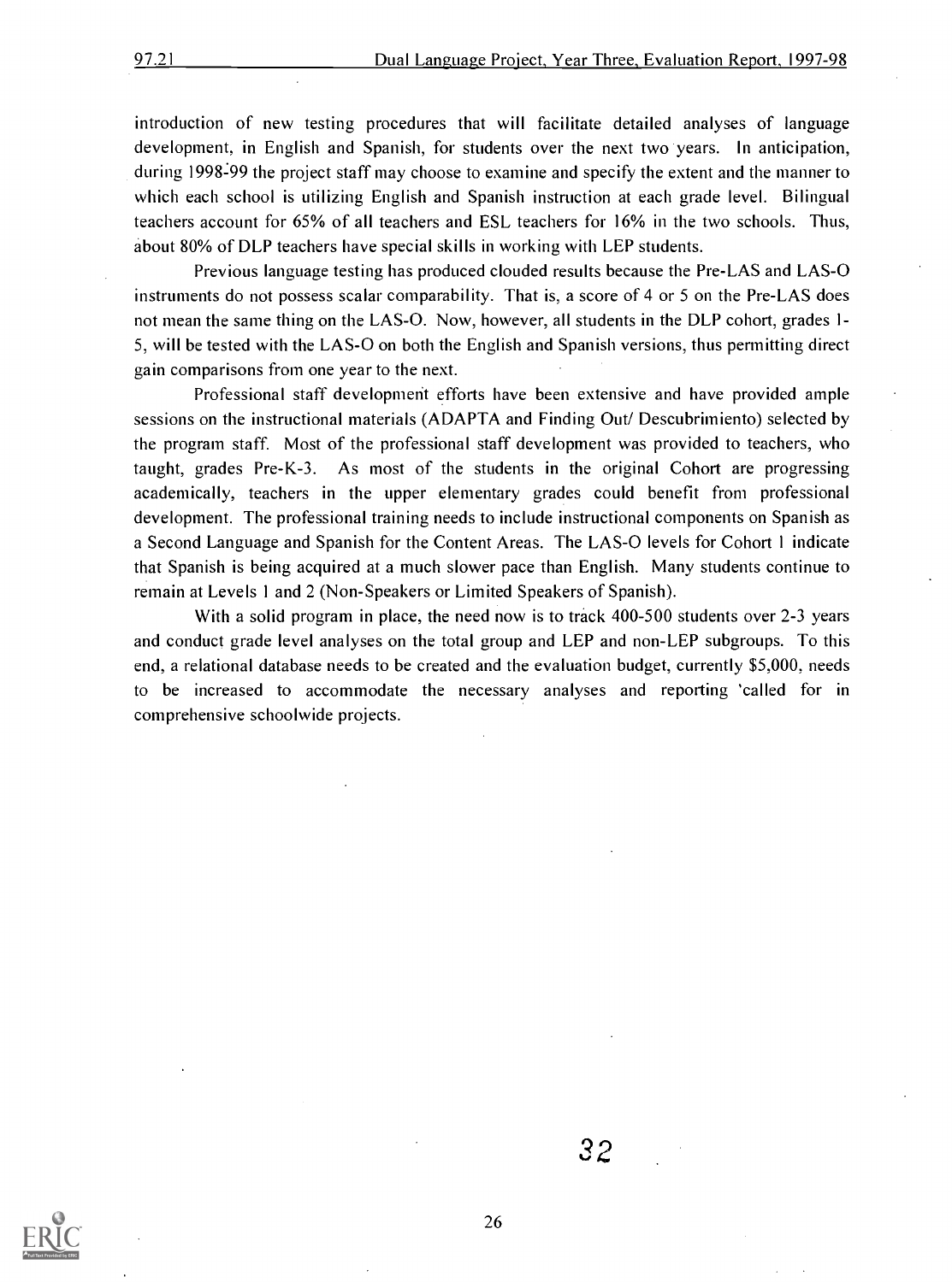introduction of new testing procedures that will facilitate detailed analyses of language development, in English and Spanish, for students over the next two years. In anticipation, during 1998-99 the project staff may choose to examine and specify the extent and the manner to which each school is utilizing English and Spanish instruction at each grade level. Bilingual teachers account for 65% of all teachers and ESL teachers for 16% in the two schools. Thus, about 80% of DLP teachers have special skills in working with LEP students.

Previous language testing has produced clouded results because the Pre-LAS and LAS-O instruments do not possess scalar comparability. That is, a score of 4 or 5 on the Pre-LAS does not mean the same thing on the LAS-O. Now, however, all students in the DLP cohort, grades 1-5, will be tested with the LAS-O on both the English and Spanish versions, thus permitting direct gain comparisons from one year to the next.

Professional staff development efforts have been extensive and have provided ample sessions on the instructional materials (ADAPTA and Finding Out/ Descubrimiento) selected by the program staff. Most of the professional staff development was provided to teachers, who taught, grades Pre-K-3. As most of the students in the original Cohort are progressing academically, teachers in the upper elementary grades could benefit from professional development. The professional training needs to include instructional components on Spanish as a Second Language and Spanish for the Content Areas. The LAS-O levels for Cohort 1 indicate that Spanish is being acquired at a much slower pace than English. Many students continue to remain at Levels 1 and 2 (Non-Speakers or Limited Speakers of Spanish).

With a solid program in place, the need now is to track 400-500 students over 2-3 years and conduct grade level analyses on the total group and LEP and non-LEP subgroups. To this end, a relational database needs to be created and the evaluation budget, currently $5,000, needs to be increased to accommodate the necessary analyses and reporting 'called for in comprehensive schoolwide projects.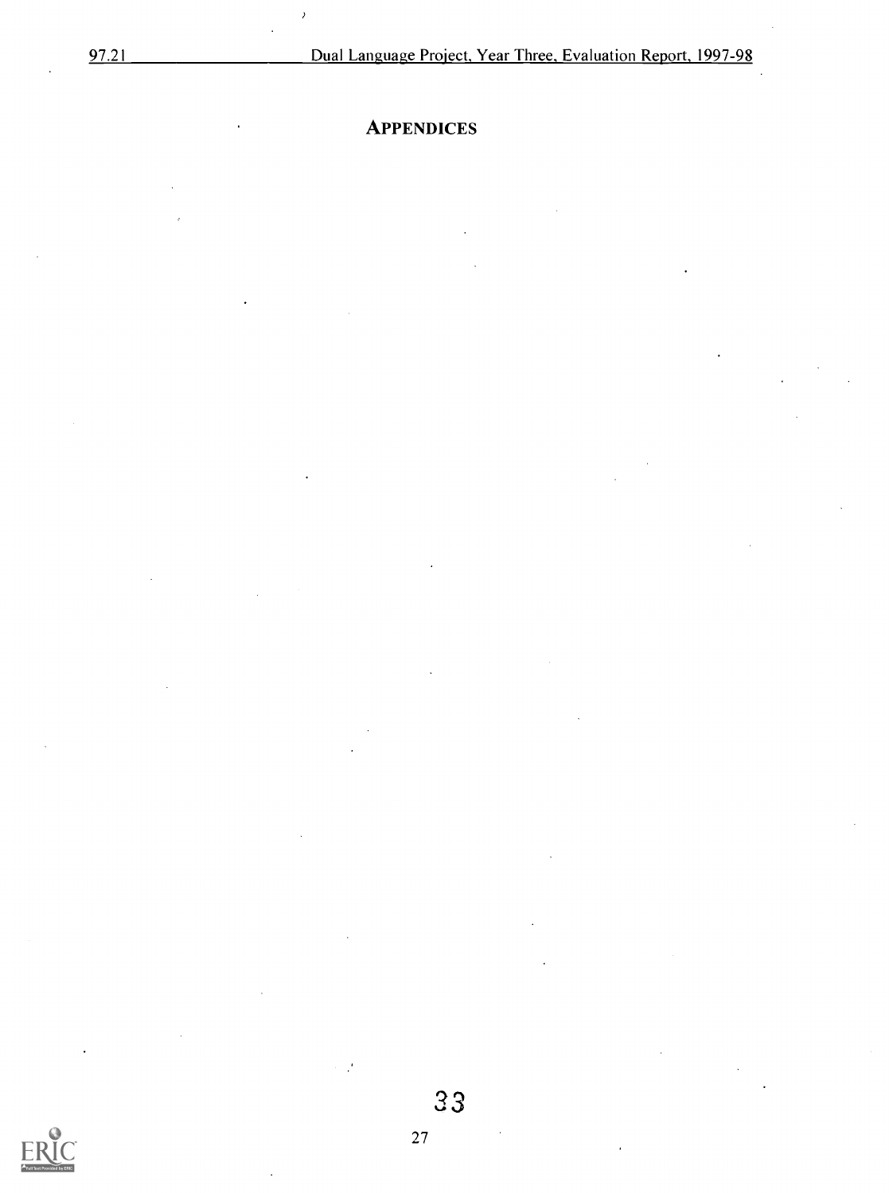# APPENDICES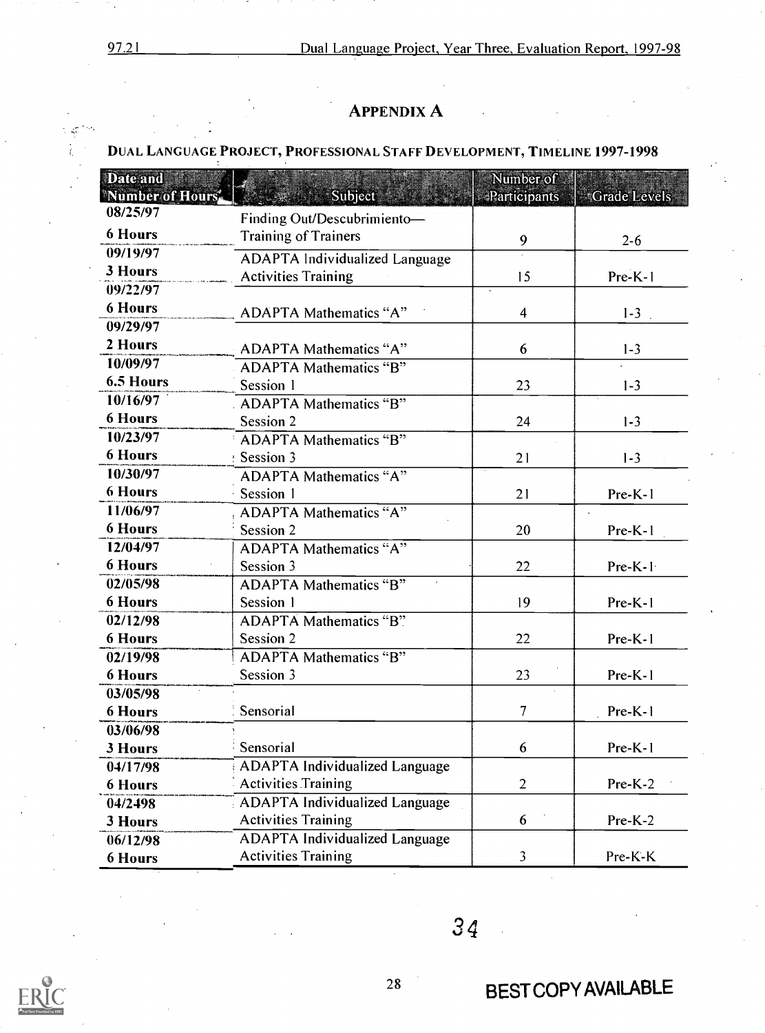## APPENDIX A

### DUAL LANGUAGE PROJECT, PROFESSIONAL STAFF DEVELOPMENT, TIMELINE 1997-1998

| Date and Number of Hours | Subject | Number of Participants | Grade Levels |
|---|---|---|---|
| 08/25/97 6 Hours | Finding Out/Descubrimiento—Training of Trainers | 9 | 2-6 |
| 09/19/97 3 Hours | ADAPTA Individualized Language Activities Training | 15 | Pre-K-1 |
| 09/22/97 6 Hours | ADAPTA Mathematics "A" | 4 | 1-3 |
| 09/29/97 2 Hours | ADAPTA Mathematics "A" | 6 | 1-3 |
| 10/09/97 6.5 Hours | ADAPTA Mathematics "B" Session 1 | 23 | 1-3 |
| 10/16/97 6 Hours | ADAPTA Mathematics "B" Session 2 | 24 | 1-3 |
| 10/23/97 6 Hours | ADAPTA Mathematics "B" Session 3 | 21 | 1-3 |
| 10/30/97 6 Hours | ADAPTA Mathematics "A" Session 1 | 21 | Pre-K-1 |
| 11/06/97 6 Hours | ADAPTA Mathematics "A" Session 2 | 20 | Pre-K-1 |
| 12/04/97 6 Hours | ADAPTA Mathematics "A" Session 3 | 22 | Pre-K-1 |
| 02/05/98 6 Hours | ADAPTA Mathematics "B" Session 1 | 19 | Pre-K-1 |
| 02/12/98 6 Hours | ADAPTA Mathematics "B" Session 2 | 22 | Pre-K-1 |
| 02/19/98 6 Hours | ADAPTA Mathematics "B" Session 3 | 23 | Pre-K-1 |
| 03/05/98 6 Hours | Sensorial | 7 | Pre-K-1 |
| 03/06/98 3 Hours | Sensorial | 6 | Pre-K-1 |
| 04/17/98 6 Hours | ADAPTA Individualized Language Activities Training | 2 | Pre-K-2 |
| 04/2498 3 Hours | ADAPTA Individualized Language Activities Training | 6 | Pre-K-2 |
| 06/12/98 6 Hours | ADAPTA Individualized Language Activities Training | 3 | Pre-K-K |

BEST COPY AVAILABLE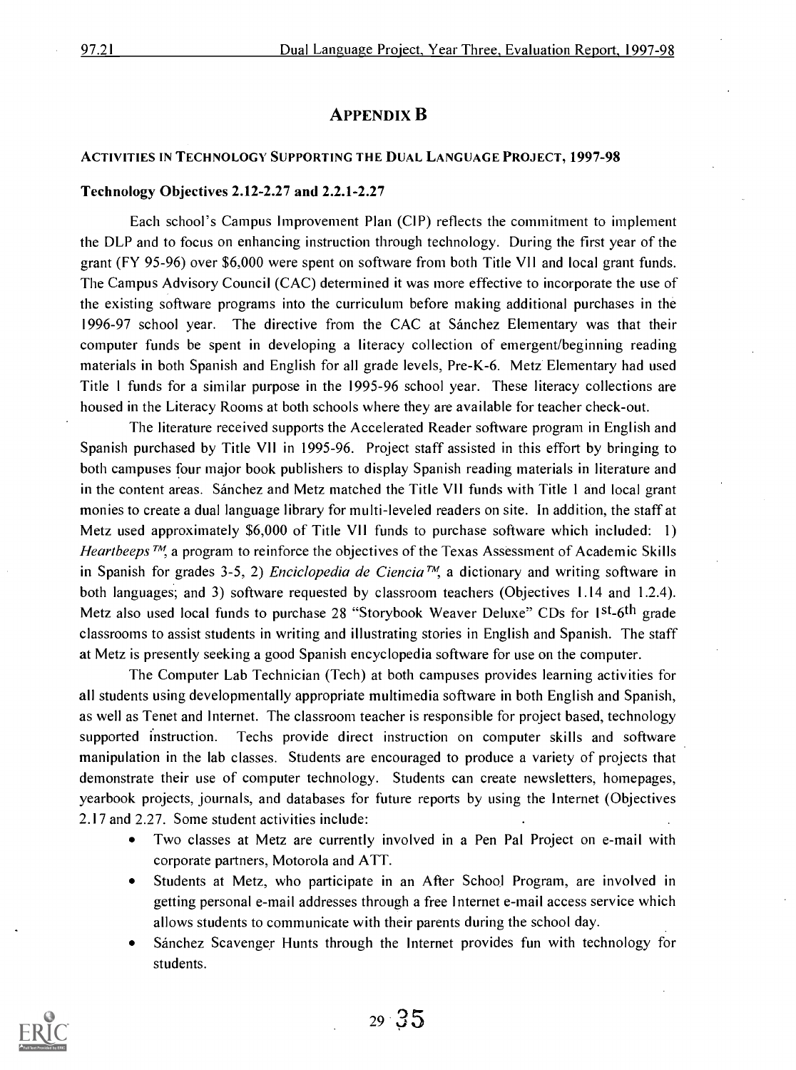# APPENDIX B

## ACTIVITIES IN TECHNOLOGY SUPPORTING THE DUAL LANGUAGE PROJECT, 1997-98

### Technology Objectives 2.12-2.27 and 2.2.1-2.27

Each school's Campus Improvement Plan (CIP) reflects the commitment to implement the DLP and to focus on enhancing instruction through technology. During the first year of the grant (FY 95-96) over $6,000 were spent on software from both Title VII and local grant funds. The Campus Advisory Council (CAC) determined it was more effective to incorporate the use of the existing software programs into the curriculum before making additional purchases in the 1996-97 school year. The directive from the CAC at Sánchez Elementary was that their computer funds be spent in developing a literacy collection of emergent/beginning reading materials in both Spanish and English for all grade levels, Pre-K-6. Metz Elementary had used Title I funds for a similar purpose in the 1995-96 school year. These literacy collections are housed in the Literacy Rooms at both schools where they are available for teacher check-out.

The literature received supports the Accelerated Reader software program in English and Spanish purchased by Title VII in 1995-96. Project staff assisted in this effort by bringing to both campuses four major book publishers to display Spanish reading materials in literature and in the content areas. Sánchez and Metz matched the Title VII funds with Title I and local grant monies to create a dual language library for multi-leveled readers on site. In addition, the staff at Metz used approximately $6,000 of Title VII funds to purchase software which included: 1) *Heartbeeps™*, a program to reinforce the objectives of the Texas Assessment of Academic Skills in Spanish for grades 3-5, 2) *Enciclopedia de Ciencia™*, a dictionary and writing software in both languages; and 3) software requested by classroom teachers (Objectives 1.14 and 1.2.4). Metz also used local funds to purchase 28 "Storybook Weaver Deluxe" CDs for 1st-6th grade classrooms to assist students in writing and illustrating stories in English and Spanish. The staff at Metz is presently seeking a good Spanish encyclopedia software for use on the computer.

The Computer Lab Technician (Tech) at both campuses provides learning activities for all students using developmentally appropriate multimedia software in both English and Spanish, as well as Tenet and Internet. The classroom teacher is responsible for project based, technology supported instruction. Techs provide direct instruction on computer skills and software manipulation in the lab classes. Students are encouraged to produce a variety of projects that demonstrate their use of computer technology. Students can create newsletters, homepages, yearbook projects, journals, and databases for future reports by using the Internet (Objectives 2.17 and 2.27. Some student activities include:

- Two classes at Metz are currently involved in a Pen Pal Project on e-mail with corporate partners, Motorola and ATT.
- Students at Metz, who participate in an After School Program, are involved in getting personal e-mail addresses through a free Internet e-mail access service which allows students to communicate with their parents during the school day.
- Sánchez Scavenger Hunts through the Internet provides fun with technology for students.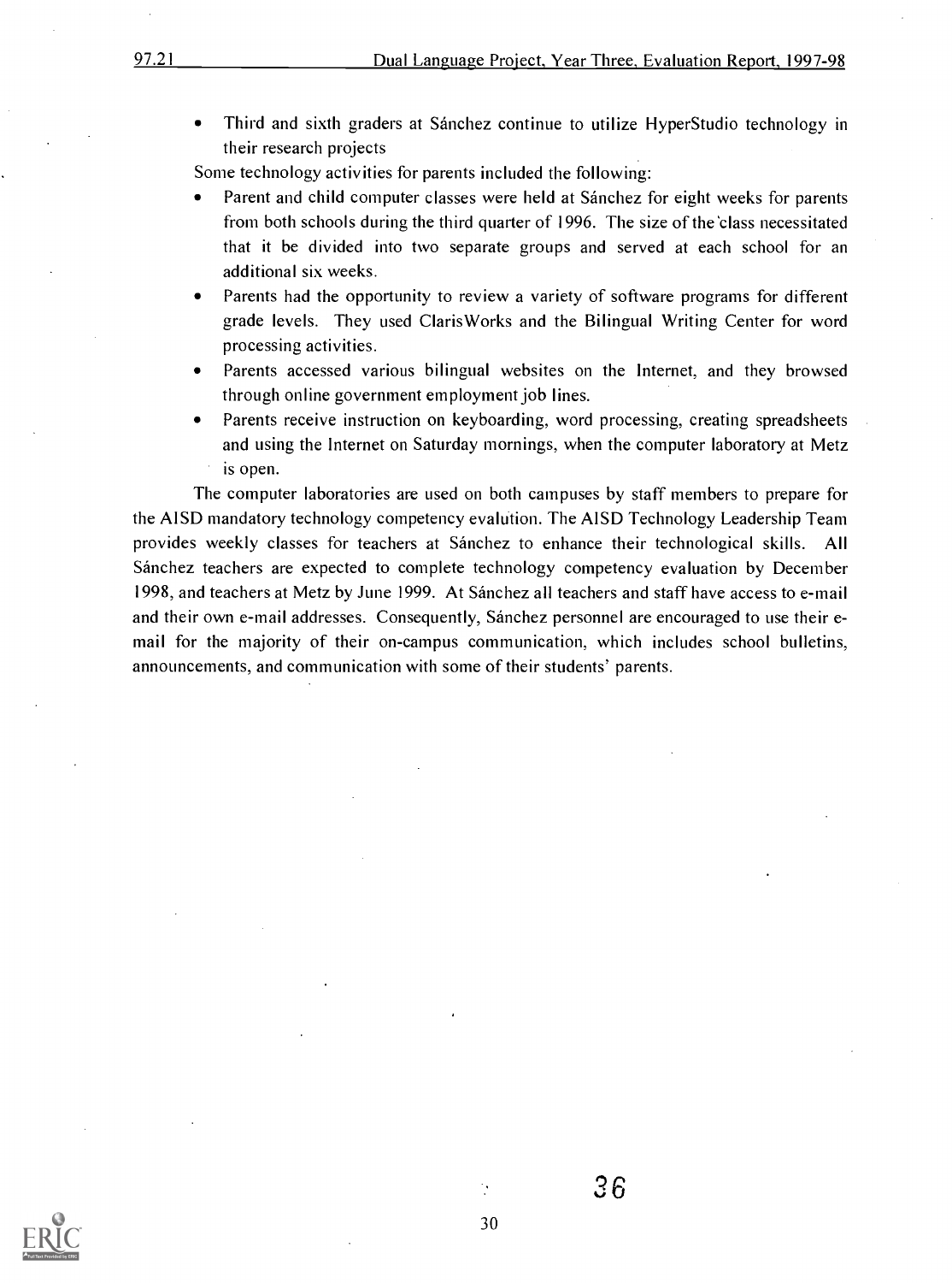- Third and sixth graders at Sánchez continue to utilize HyperStudio technology in their research projects

Some technology activities for parents included the following:

- Parent and child computer classes were held at Sánchez for eight weeks for parents from both schools during the third quarter of 1996. The size of the class necessitated that it be divided into two separate groups and served at each school for an additional six weeks.
- Parents had the opportunity to review a variety of software programs for different grade levels. They used ClarisWorks and the Bilingual Writing Center for word processing activities.
- Parents accessed various bilingual websites on the Internet, and they browsed through online government employment job lines.
- Parents receive instruction on keyboarding, word processing, creating spreadsheets and using the Internet on Saturday mornings, when the computer laboratory at Metz is open.

The computer laboratories are used on both campuses by staff members to prepare for the AISD mandatory technology competency evalution. The AISD Technology Leadership Team provides weekly classes for teachers at Sánchez to enhance their technological skills. All Sánchez teachers are expected to complete technology competency evaluation by December 1998, and teachers at Metz by June 1999. At Sánchez all teachers and staff have access to e-mail and their own e-mail addresses. Consequently, Sánchez personnel are encouraged to use their e-mail for the majority of their on-campus communication, which includes school bulletins, announcements, and communication with some of their students' parents.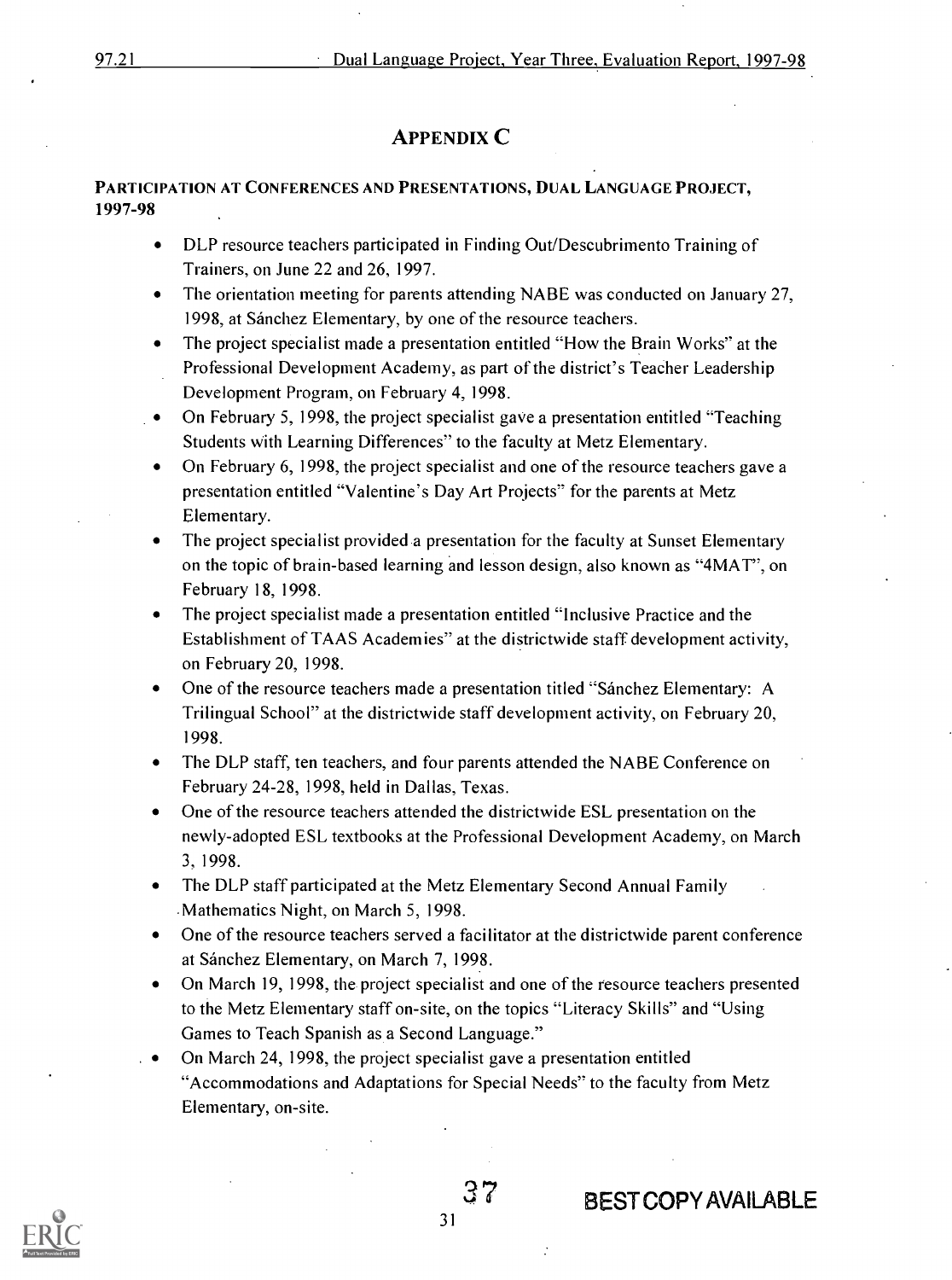## APPENDIX C

**PARTICIPATION AT CONFERENCES AND PRESENTATIONS, DUAL LANGUAGE PROJECT, 1997-98**

- DLP resource teachers participated in Finding Out/Descubrimento Training of Trainers, on June 22 and 26, 1997.
- The orientation meeting for parents attending NABE was conducted on January 27, 1998, at Sánchez Elementary, by one of the resource teachers.
- The project specialist made a presentation entitled "How the Brain Works" at the Professional Development Academy, as part of the district's Teacher Leadership Development Program, on February 4, 1998.
- On February 5, 1998, the project specialist gave a presentation entitled "Teaching Students with Learning Differences" to the faculty at Metz Elementary.
- On February 6, 1998, the project specialist and one of the resource teachers gave a presentation entitled "Valentine's Day Art Projects" for the parents at Metz Elementary.
- The project specialist provided a presentation for the faculty at Sunset Elementary on the topic of brain-based learning and lesson design, also known as "4MAT", on February 18, 1998.
- The project specialist made a presentation entitled "Inclusive Practice and the Establishment of TAAS Academies" at the districtwide staff development activity, on February 20, 1998.
- One of the resource teachers made a presentation titled "Sánchez Elementary: A Trilingual School" at the districtwide staff development activity, on February 20, 1998.
- The DLP staff, ten teachers, and four parents attended the NABE Conference on February 24-28, 1998, held in Dallas, Texas.
- One of the resource teachers attended the districtwide ESL presentation on the newly-adopted ESL textbooks at the Professional Development Academy, on March 3, 1998.
- The DLP staff participated at the Metz Elementary Second Annual Family Mathematics Night, on March 5, 1998.
- One of the resource teachers served a facilitator at the districtwide parent conference at Sánchez Elementary, on March 7, 1998.
- On March 19, 1998, the project specialist and one of the resource teachers presented to the Metz Elementary staff on-site, on the topics "Literacy Skills" and "Using Games to Teach Spanish as a Second Language."
- On March 24, 1998, the project specialist gave a presentation entitled "Accommodations and Adaptations for Special Needs" to the faculty from Metz Elementary, on-site.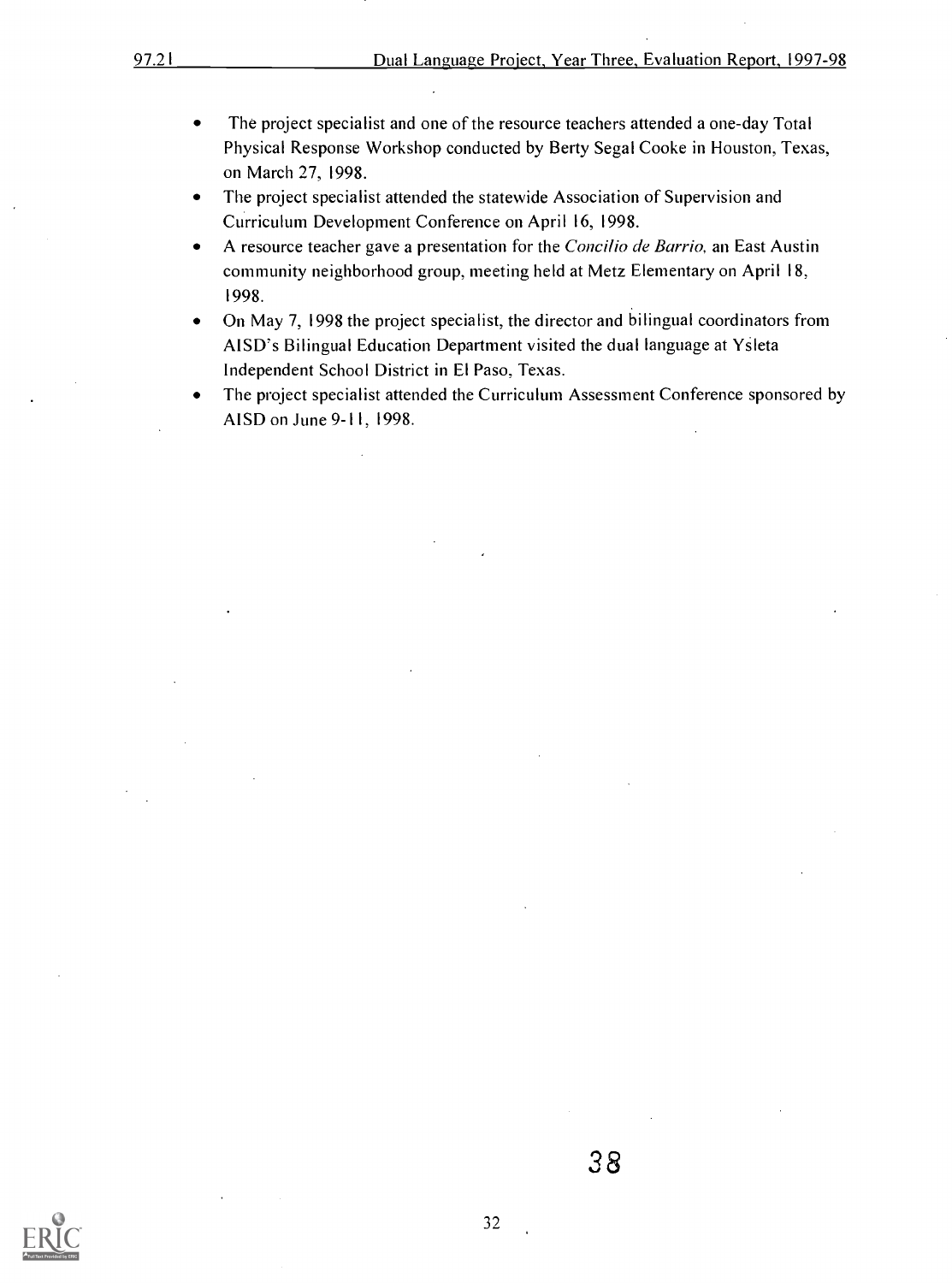- The project specialist and one of the resource teachers attended a one-day Total Physical Response Workshop conducted by Berty Segal Cooke in Houston, Texas, on March 27, 1998.
- The project specialist attended the statewide Association of Supervision and Curriculum Development Conference on April 16, 1998.
- A resource teacher gave a presentation for the *Concilio de Barrio*, an East Austin community neighborhood group, meeting held at Metz Elementary on April 18, 1998.
- On May 7, 1998 the project specialist, the director and bilingual coordinators from AISD's Bilingual Education Department visited the dual language at Ysleta Independent School District in El Paso, Texas.
- The project specialist attended the Curriculum Assessment Conference sponsored by AISD on June 9-11, 1998.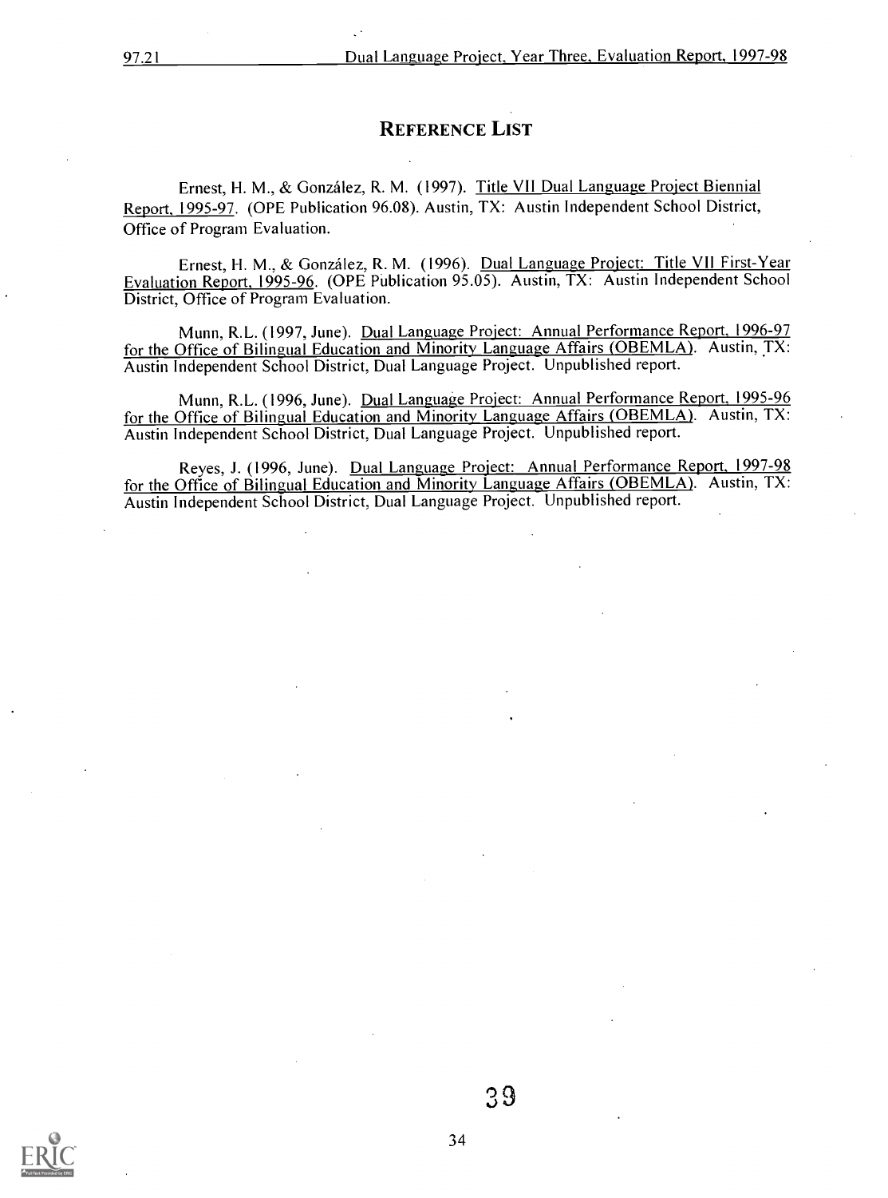## REFERENCE LIST

Ernest, H. M., & González, R. M. (1997). Title VII Dual Language Project Biennial Report, 1995-97. (OPE Publication 96.08). Austin, TX: Austin Independent School District, Office of Program Evaluation.

Ernest, H. M., & González, R. M. (1996). Dual Language Project: Title VII First-Year Evaluation Report, 1995-96. (OPE Publication 95.05). Austin, TX: Austin Independent School District, Office of Program Evaluation.

Munn, R.L. (1997, June). Dual Language Project: Annual Performance Report, 1996-97 for the Office of Bilingual Education and Minority Language Affairs (OBEMLA). Austin, TX: Austin Independent School District, Dual Language Project. Unpublished report.

Munn, R.L. (1996, June). Dual Language Project: Annual Performance Report, 1995-96 for the Office of Bilingual Education and Minority Language Affairs (OBEMLA). Austin, TX: Austin Independent School District, Dual Language Project. Unpublished report.

Reyes, J. (1996, June). Dual Language Project: Annual Performance Report, 1997-98 for the Office of Bilingual Education and Minority Language Affairs (OBEMLA). Austin, TX: Austin Independent School District, Dual Language Project. Unpublished report.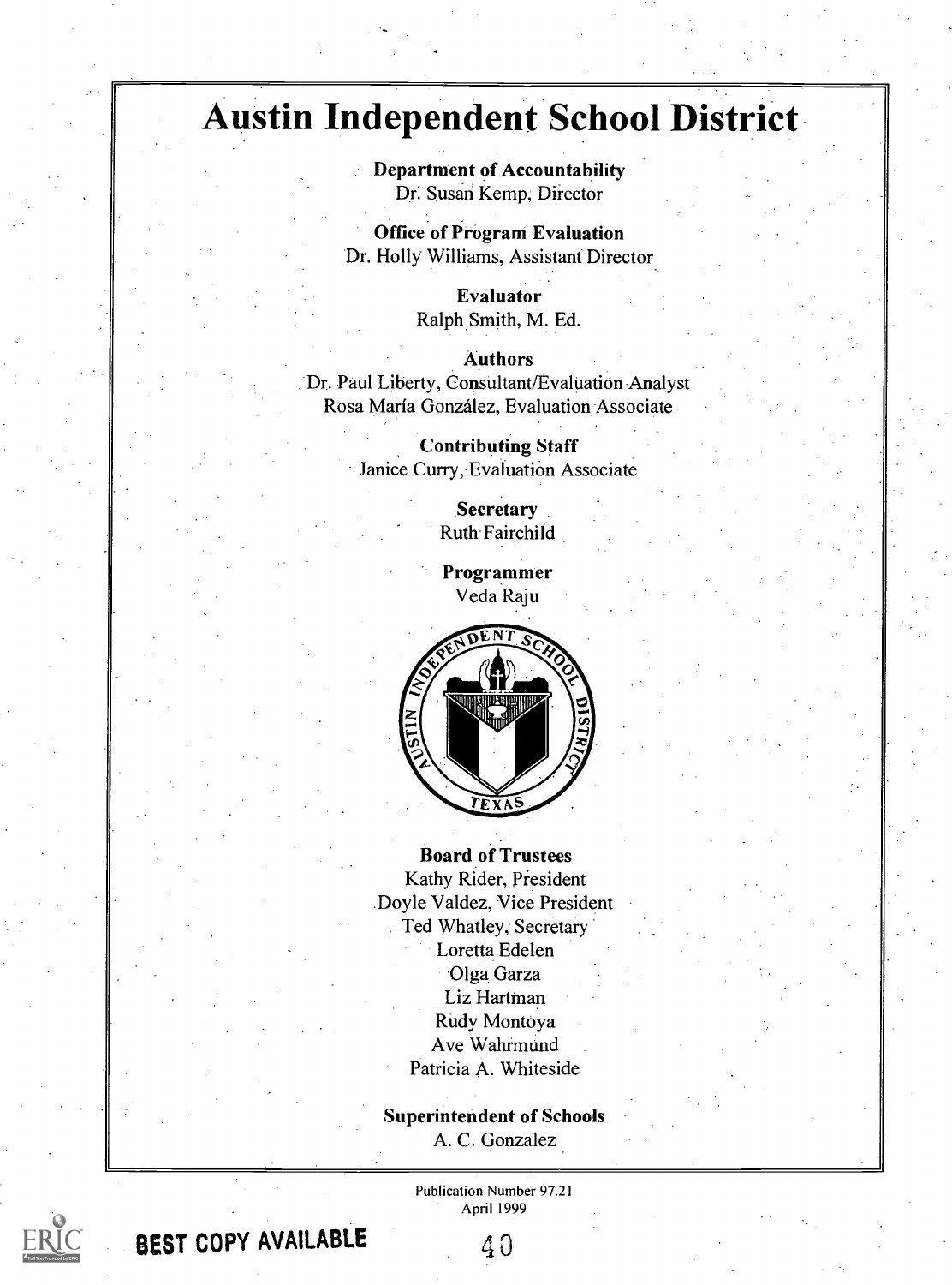# Austin Independent School District

**Department of Accountability**
Dr. Susan Kemp, Director

**Office of Program Evaluation**
Dr. Holly Williams, Assistant Director

**Evaluator**
Ralph Smith, M. Ed.

**Authors**
Dr. Paul Liberty, Consultant/Evaluation Analyst
Rosa María González, Evaluation Associate

**Contributing Staff**
Janice Curry, Evaluation Associate

**Secretary**
Ruth Fairchild

**Programmer**
Veda Raju

**Board of Trustees**
Kathy Rider, President
Doyle Valdez, Vice President
Ted Whatley, Secretary
Loretta Edelen
Olga Garza
Liz Hartman
Rudy Montoya
Ave Wahrmund
Patricia A. Whiteside

**Superintendent of Schools**
A. C. Gonzalez

Publication Number 97.21
April 1999

BEST COPY AVAILABLE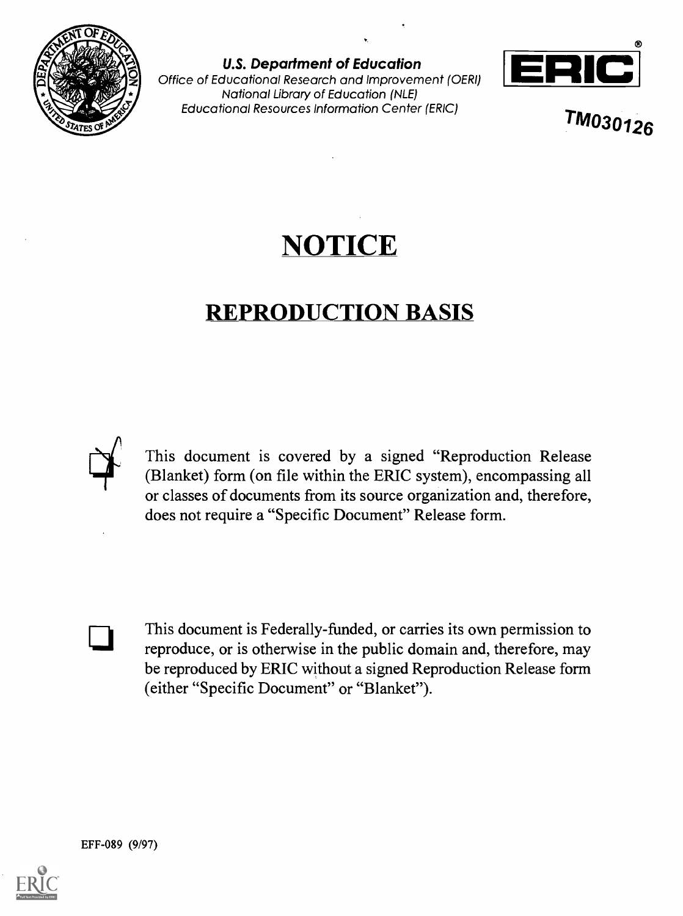**U.S. Department of Education**
*Office of Educational Research and Improvement (OERI)*
*National Library of Education (NLE)*
*Educational Resources Information Center (ERIC)*

ERIC®

TM030126

# NOTICE

## REPRODUCTION BASIS

- [x] This document is covered by a signed "Reproduction Release (Blanket) form (on file within the ERIC system), encompassing all or classes of documents from its source organization and, therefore, does not require a "Specific Document" Release form.

- [ ] This document is Federally-funded, or carries its own permission to reproduce, or is otherwise in the public domain and, therefore, may be reproduced by ERIC without a signed Reproduction Release form (either "Specific Document" or "Blanket").

EFF-089 (9/97)